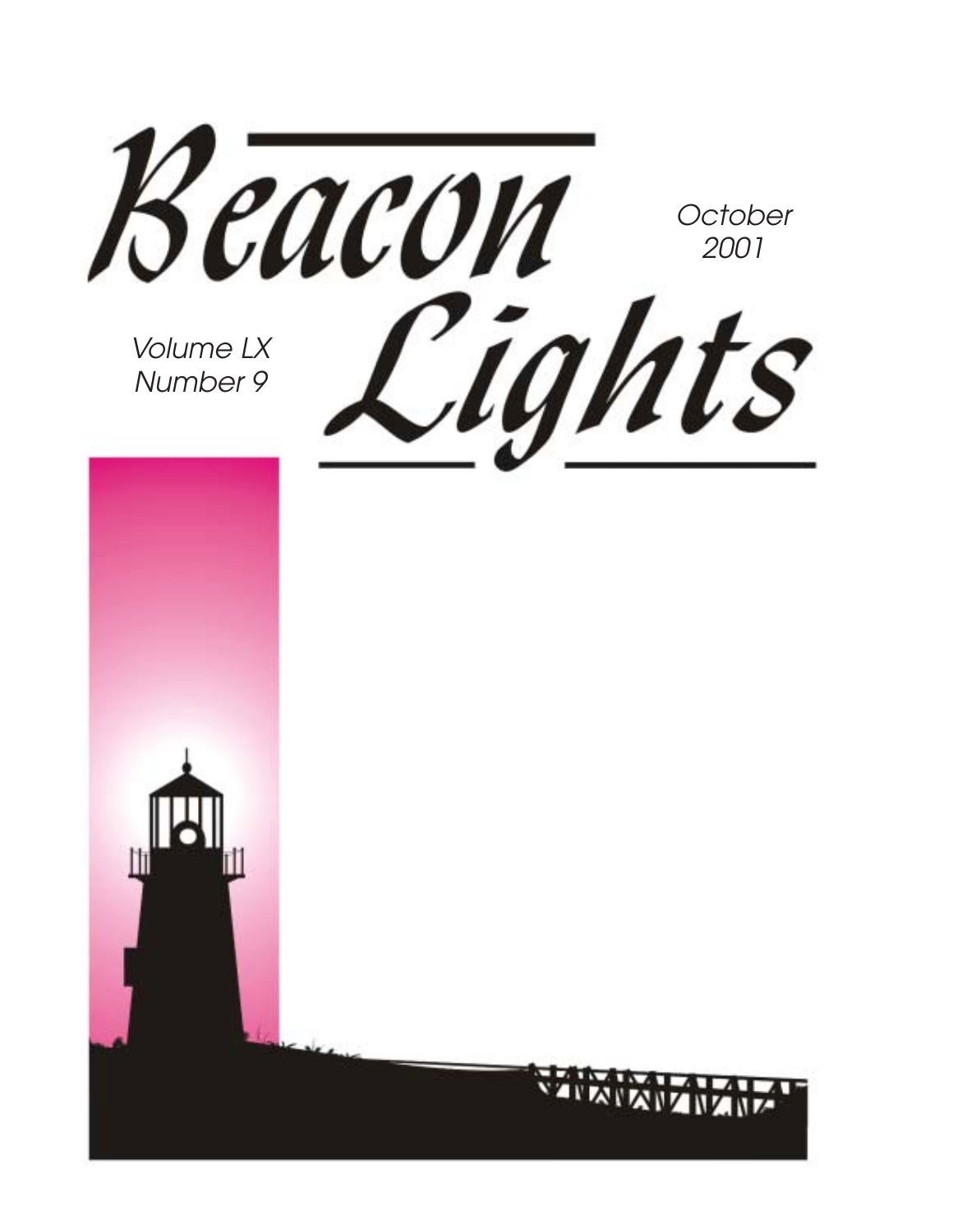# Beacon Lights

October 2001

Volume LX
Number 9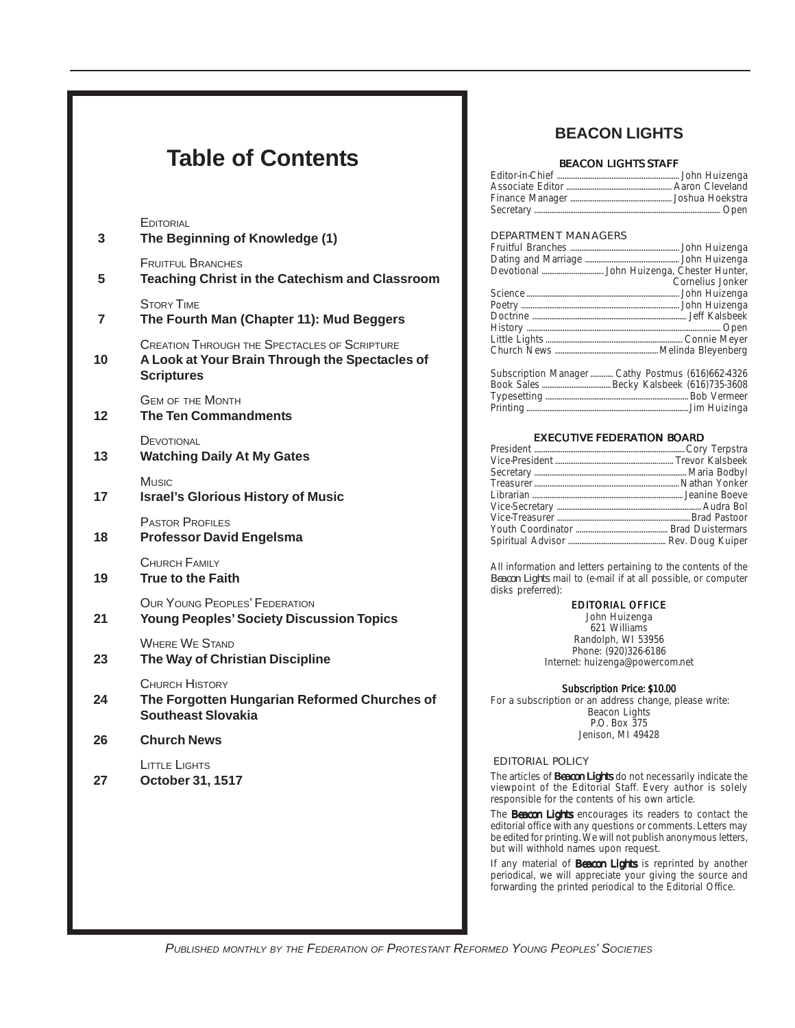# Table of Contents

EDITORIAL
**3** **The Beginning of Knowledge (1)**

FRUITFUL BRANCHES
**5** **Teaching Christ in the Catechism and Classroom**

STORY TIME
**7** **The Fourth Man (Chapter 11): Mud Beggers**

CREATION THROUGH THE SPECTACLES OF SCRIPTURE
**10** **A Look at Your Brain Through the Spectacles of Scriptures**

GEM OF THE MONTH
**12** **The Ten Commandments**

DEVOTIONAL
**13** **Watching Daily At My Gates**

MUSIC
**17** **Israel's Glorious History of Music**

PASTOR PROFILES
**18** **Professor David Engelsma**

CHURCH FAMILY
**19** **True to the Faith**

OUR YOUNG PEOPLES' FEDERATION
**21** **Young Peoples' Society Discussion Topics**

WHERE WE STAND
**23** **The Way of Christian Discipline**

CHURCH HISTORY
**24** **The Forgotten Hungarian Reformed Churches of Southeast Slovakia**

**26** **Church News**

LITTLE LIGHTS
**27** **October 31, 1517**

## BEACON LIGHTS

### BEACON LIGHTS STAFF

Editor-in-Chief ........ John Huizenga
Associate Editor ........ Aaron Cleveland
Finance Manager ........ Joshua Hoekstra
Secretary ........ Open

### DEPARTMENT MANAGERS

Fruitful Branches ........ John Huizenga
Dating and Marriage ........ John Huizenga
Devotional ........ John Huizenga, Chester Hunter, Cornelius Jonker
Science ........ John Huizenga
Poetry ........ John Huizenga
Doctrine ........ Jeff Kalsbeek
History ........ Open
Little Lights ........ Connie Meyer
Church News ........ Melinda Bleyenberg

Subscription Manager ........ Cathy Postmus (616)662-4326
Book Sales ........ Becky Kalsbeek (616)735-3608
Typesetting ........ Bob Vermeer
Printing ........ Jim Huizinga

### EXECUTIVE FEDERATION BOARD

President ........ Cory Terpstra
Vice-President ........ Trevor Kalsbeek
Secretary ........ Maria Bodbyl
Treasurer ........ Nathan Yonker
Librarian ........ Jeanine Boeve
Vice-Secretary ........ Audra Bol
Vice-Treasurer ........ Brad Pastoor
Youth Coordinator ........ Brad Duistermars
Spiritual Advisor ........ Rev. Doug Kuiper

All information and letters pertaining to the contents of the *Beacon Lights* mail to (e-mail if at all possible, or computer disks preferred):

**EDITORIAL OFFICE**
John Huizenga
621 Williams
Randolph, WI 53956
Phone: (920)326-6186
Internet: huizenga@powercom.net

**Subscription Price: $10.00**
For a subscription or an address change, please write:
Beacon Lights
P.O. Box 375
Jenison, MI 49428

### EDITORIAL POLICY

The articles of ***Beacon Lights*** do not necessarily indicate the viewpoint of the Editorial Staff. Every author is solely responsible for the contents of his own article.

The ***Beacon Lights*** encourages its readers to contact the editorial office with any questions or comments. Letters may be edited for printing. We will not publish anonymous letters, but will withhold names upon request.

If any material of ***Beacon Lights*** is reprinted by another periodical, we will appreciate your giving the source and forwarding the printed periodical to the Editorial Office.

*PUBLISHED MONTHLY BY THE FEDERATION OF PROTESTANT REFORMED YOUNG PEOPLES' SOCIETIES*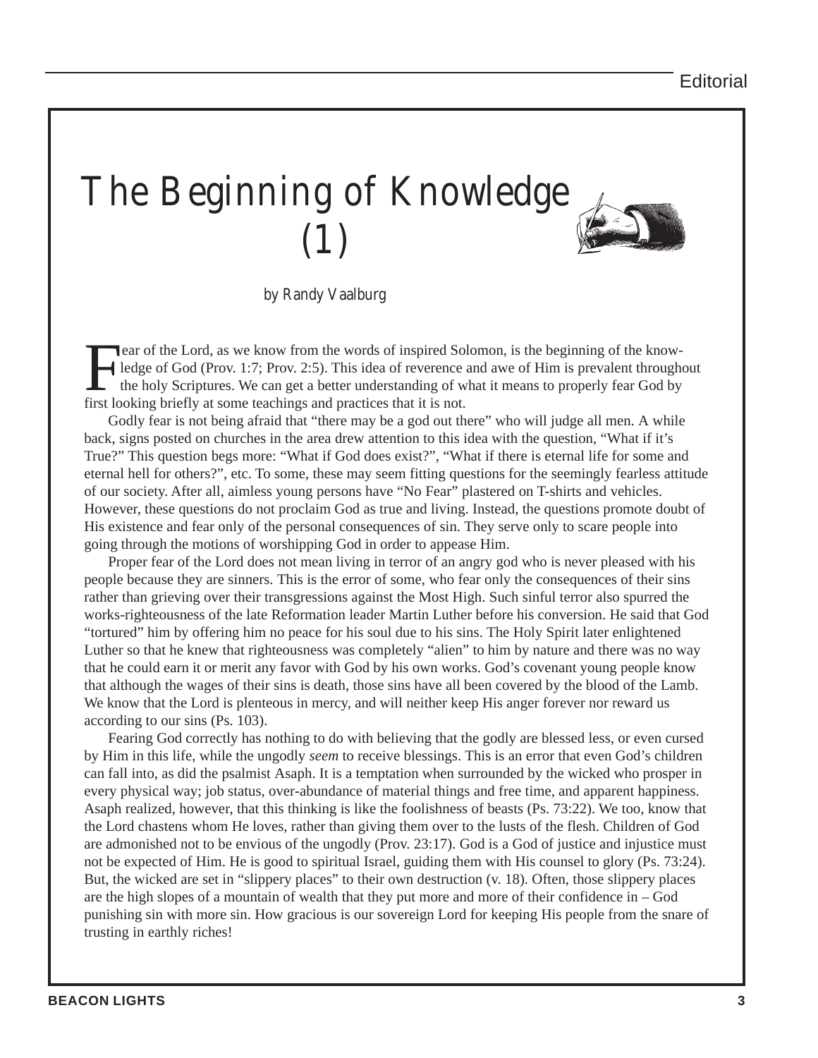Editorial

# The Beginning of Knowledge (1)

by Randy Vaalburg

Fear of the Lord, as we know from the words of inspired Solomon, is the beginning of the knowledge of God (Prov. 1:7; Prov. 2:5). This idea of reverence and awe of Him is prevalent throughout the holy Scriptures. We can get a better understanding of what it means to properly fear God by first looking briefly at some teachings and practices that it is not.

Godly fear is not being afraid that "there may be a god out there" who will judge all men. A while back, signs posted on churches in the area drew attention to this idea with the question, "What if it's True?" This question begs more: "What if God does exist?", "What if there is eternal life for some and eternal hell for others?", etc. To some, these may seem fitting questions for the seemingly fearless attitude of our society. After all, aimless young persons have "No Fear" plastered on T-shirts and vehicles. However, these questions do not proclaim God as true and living. Instead, the questions promote doubt of His existence and fear only of the personal consequences of sin. They serve only to scare people into going through the motions of worshipping God in order to appease Him.

Proper fear of the Lord does not mean living in terror of an angry god who is never pleased with his people because they are sinners. This is the error of some, who fear only the consequences of their sins rather than grieving over their transgressions against the Most High. Such sinful terror also spurred the works-righteousness of the late Reformation leader Martin Luther before his conversion. He said that God "tortured" him by offering him no peace for his soul due to his sins. The Holy Spirit later enlightened Luther so that he knew that righteousness was completely "alien" to him by nature and there was no way that he could earn it or merit any favor with God by his own works. God's covenant young people know that although the wages of their sins is death, those sins have all been covered by the blood of the Lamb. We know that the Lord is plenteous in mercy, and will neither keep His anger forever nor reward us according to our sins (Ps. 103).

Fearing God correctly has nothing to do with believing that the godly are blessed less, or even cursed by Him in this life, while the ungodly *seem* to receive blessings. This is an error that even God's children can fall into, as did the psalmist Asaph. It is a temptation when surrounded by the wicked who prosper in every physical way; job status, over-abundance of material things and free time, and apparent happiness. Asaph realized, however, that this thinking is like the foolishness of beasts (Ps. 73:22). We too, know that the Lord chastens whom He loves, rather than giving them over to the lusts of the flesh. Children of God are admonished not to be envious of the ungodly (Prov. 23:17). God is a God of justice and injustice must not be expected of Him. He is good to spiritual Israel, guiding them with His counsel to glory (Ps. 73:24). But, the wicked are set in "slippery places" to their own destruction (v. 18). Often, those slippery places are the high slopes of a mountain of wealth that they put more and more of their confidence in – God punishing sin with more sin. How gracious is our sovereign Lord for keeping His people from the snare of trusting in earthly riches!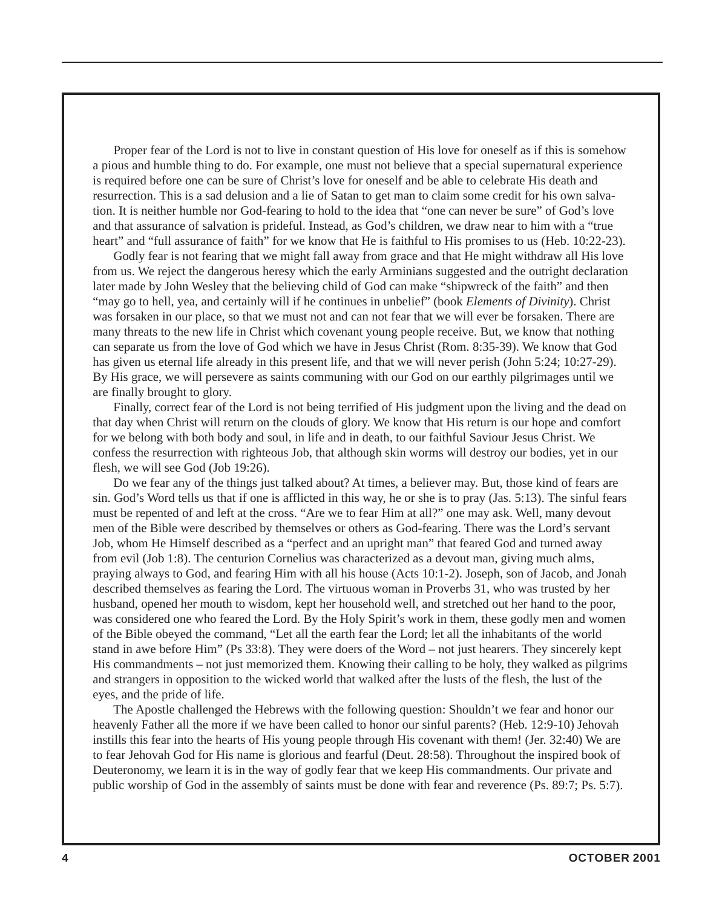Proper fear of the Lord is not to live in constant question of His love for oneself as if this is somehow a pious and humble thing to do. For example, one must not believe that a special supernatural experience is required before one can be sure of Christ's love for oneself and be able to celebrate His death and resurrection. This is a sad delusion and a lie of Satan to get man to claim some credit for his own salvation. It is neither humble nor God-fearing to hold to the idea that "one can never be sure" of God's love and that assurance of salvation is prideful. Instead, as God's children, we draw near to him with a "true heart" and "full assurance of faith" for we know that He is faithful to His promises to us (Heb. 10:22-23).

Godly fear is not fearing that we might fall away from grace and that He might withdraw all His love from us. We reject the dangerous heresy which the early Arminians suggested and the outright declaration later made by John Wesley that the believing child of God can make "shipwreck of the faith" and then "may go to hell, yea, and certainly will if he continues in unbelief" (book *Elements of Divinity*). Christ was forsaken in our place, so that we must not and can not fear that we will ever be forsaken. There are many threats to the new life in Christ which covenant young people receive. But, we know that nothing can separate us from the love of God which we have in Jesus Christ (Rom. 8:35-39). We know that God has given us eternal life already in this present life, and that we will never perish (John 5:24; 10:27-29). By His grace, we will persevere as saints communing with our God on our earthly pilgrimages until we are finally brought to glory.

Finally, correct fear of the Lord is not being terrified of His judgment upon the living and the dead on that day when Christ will return on the clouds of glory. We know that His return is our hope and comfort for we belong with both body and soul, in life and in death, to our faithful Saviour Jesus Christ. We confess the resurrection with righteous Job, that although skin worms will destroy our bodies, yet in our flesh, we will see God (Job 19:26).

Do we fear any of the things just talked about? At times, a believer may. But, those kind of fears are sin. God's Word tells us that if one is afflicted in this way, he or she is to pray (Jas. 5:13). The sinful fears must be repented of and left at the cross. "Are we to fear Him at all?" one may ask. Well, many devout men of the Bible were described by themselves or others as God-fearing. There was the Lord's servant Job, whom He Himself described as a "perfect and an upright man" that feared God and turned away from evil (Job 1:8). The centurion Cornelius was characterized as a devout man, giving much alms, praying always to God, and fearing Him with all his house (Acts 10:1-2). Joseph, son of Jacob, and Jonah described themselves as fearing the Lord. The virtuous woman in Proverbs 31, who was trusted by her husband, opened her mouth to wisdom, kept her household well, and stretched out her hand to the poor, was considered one who feared the Lord. By the Holy Spirit's work in them, these godly men and women of the Bible obeyed the command, "Let all the earth fear the Lord; let all the inhabitants of the world stand in awe before Him" (Ps 33:8). They were doers of the Word – not just hearers. They sincerely kept His commandments – not just memorized them. Knowing their calling to be holy, they walked as pilgrims and strangers in opposition to the wicked world that walked after the lusts of the flesh, the lust of the eyes, and the pride of life.

The Apostle challenged the Hebrews with the following question: Shouldn't we fear and honor our heavenly Father all the more if we have been called to honor our sinful parents? (Heb. 12:9-10) Jehovah instills this fear into the hearts of His young people through His covenant with them! (Jer. 32:40) We are to fear Jehovah God for His name is glorious and fearful (Deut. 28:58). Throughout the inspired book of Deuteronomy, we learn it is in the way of godly fear that we keep His commandments. Our private and public worship of God in the assembly of saints must be done with fear and reverence (Ps. 89:7; Ps. 5:7).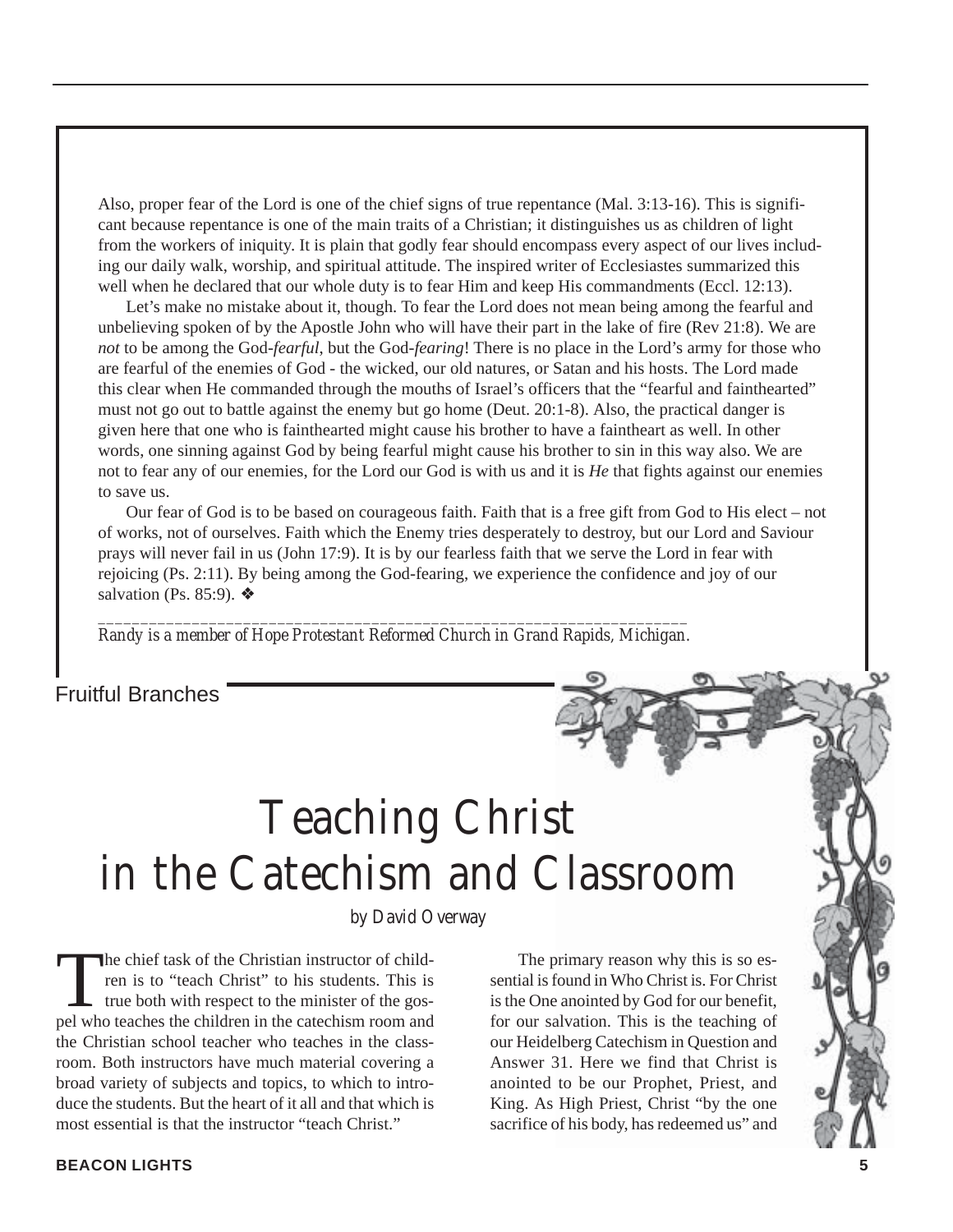Also, proper fear of the Lord is one of the chief signs of true repentance (Mal. 3:13-16). This is significant because repentance is one of the main traits of a Christian; it distinguishes us as children of light from the workers of iniquity. It is plain that godly fear should encompass every aspect of our lives including our daily walk, worship, and spiritual attitude. The inspired writer of Ecclesiastes summarized this well when he declared that our whole duty is to fear Him and keep His commandments (Eccl. 12:13).

Let's make no mistake about it, though. To fear the Lord does not mean being among the fearful and unbelieving spoken of by the Apostle John who will have their part in the lake of fire (Rev 21:8). We are *not* to be among the God-*fearful*, but the God-*fearing*! There is no place in the Lord's army for those who are fearful of the enemies of God - the wicked, our old natures, or Satan and his hosts. The Lord made this clear when He commanded through the mouths of Israel's officers that the "fearful and fainthearted" must not go out to battle against the enemy but go home (Deut. 20:1-8). Also, the practical danger is given here that one who is fainthearted might cause his brother to have a faintheart as well. In other words, one sinning against God by being fearful might cause his brother to sin in this way also. We are not to fear any of our enemies, for the Lord our God is with us and it is *He* that fights against our enemies to save us.

Our fear of God is to be based on courageous faith. Faith that is a free gift from God to His elect – not of works, not of ourselves. Faith which the Enemy tries desperately to destroy, but our Lord and Saviour prays will never fail in us (John 17:9). It is by our fearless faith that we serve the Lord in fear with rejoicing (Ps. 2:11). By being among the God-fearing, we experience the confidence and joy of our salvation (Ps. 85:9). ❖

---

*Randy is a member of Hope Protestant Reformed Church in Grand Rapids, Michigan.*

Fruitful Branches

# Teaching Christ in the Catechism and Classroom

by David Overway

The chief task of the Christian instructor of children is to "teach Christ" to his students. This is true both with respect to the minister of the gospel who teaches the children in the catechism room and the Christian school teacher who teaches in the classroom. Both instructors have much material covering a broad variety of subjects and topics, to which to introduce the students. But the heart of it all and that which is most essential is that the instructor "teach Christ."

The primary reason why this is so essential is found in Who Christ is. For Christ is the One anointed by God for our benefit, for our salvation. This is the teaching of our Heidelberg Catechism in Question and Answer 31. Here we find that Christ is anointed to be our Prophet, Priest, and King. As High Priest, Christ "by the one sacrifice of his body, has redeemed us" and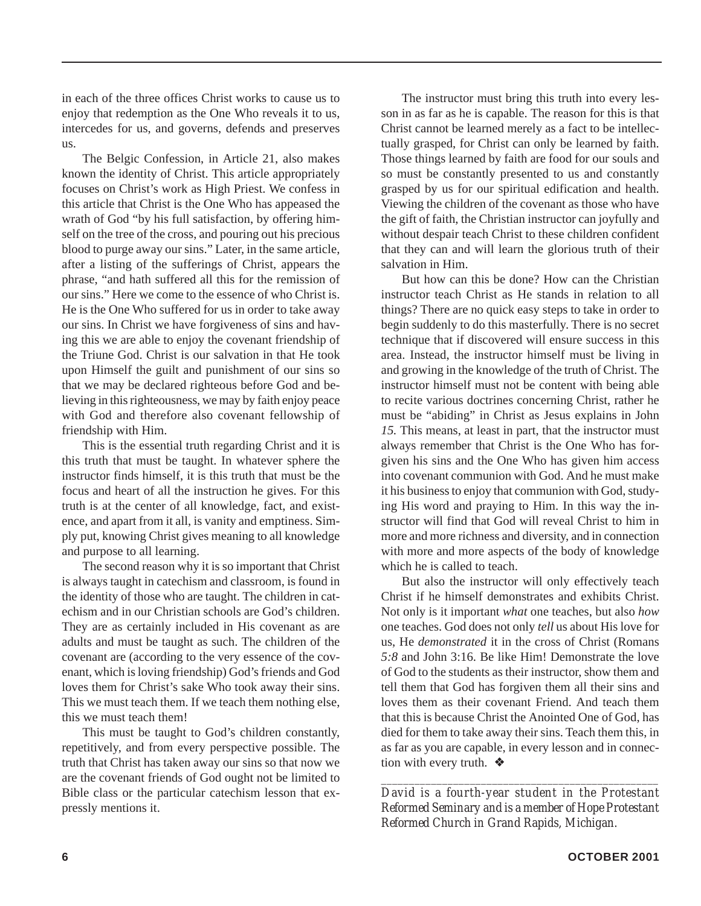in each of the three offices Christ works to cause us to enjoy that redemption as the One Who reveals it to us, intercedes for us, and governs, defends and preserves us.

The Belgic Confession, in Article 21, also makes known the identity of Christ. This article appropriately focuses on Christ's work as High Priest. We confess in this article that Christ is the One Who has appeased the wrath of God "by his full satisfaction, by offering himself on the tree of the cross, and pouring out his precious blood to purge away our sins." Later, in the same article, after a listing of the sufferings of Christ, appears the phrase, "and hath suffered all this for the remission of our sins." Here we come to the essence of who Christ is. He is the One Who suffered for us in order to take away our sins. In Christ we have forgiveness of sins and having this we are able to enjoy the covenant friendship of the Triune God. Christ is our salvation in that He took upon Himself the guilt and punishment of our sins so that we may be declared righteous before God and believing in this righteousness, we may by faith enjoy peace with God and therefore also covenant fellowship of friendship with Him.

This is the essential truth regarding Christ and it is this truth that must be taught. In whatever sphere the instructor finds himself, it is this truth that must be the focus and heart of all the instruction he gives. For this truth is at the center of all knowledge, fact, and existence, and apart from it all, is vanity and emptiness. Simply put, knowing Christ gives meaning to all knowledge and purpose to all learning.

The second reason why it is so important that Christ is always taught in catechism and classroom, is found in the identity of those who are taught. The children in catechism and in our Christian schools are God's children. They are as certainly included in His covenant as are adults and must be taught as such. The children of the covenant are (according to the very essence of the covenant, which is loving friendship) God's friends and God loves them for Christ's sake Who took away their sins. This we must teach them. If we teach them nothing else, this we must teach them!

This must be taught to God's children constantly, repetitively, and from every perspective possible. The truth that Christ has taken away our sins so that now we are the covenant friends of God ought not be limited to Bible class or the particular catechism lesson that expressly mentions it.

The instructor must bring this truth into every lesson in as far as he is capable. The reason for this is that Christ cannot be learned merely as a fact to be intellectually grasped, for Christ can only be learned by faith. Those things learned by faith are food for our souls and so must be constantly presented to us and constantly grasped by us for our spiritual edification and health. Viewing the children of the covenant as those who have the gift of faith, the Christian instructor can joyfully and without despair teach Christ to these children confident that they can and will learn the glorious truth of their salvation in Him.

But how can this be done? How can the Christian instructor teach Christ as He stands in relation to all things? There are no quick easy steps to take in order to begin suddenly to do this masterfully. There is no secret technique that if discovered will ensure success in this area. Instead, the instructor himself must be living in and growing in the knowledge of the truth of Christ. The instructor himself must not be content with being able to recite various doctrines concerning Christ, rather he must be "abiding" in Christ as Jesus explains in John *15.* This means, at least in part, that the instructor must always remember that Christ is the One Who has forgiven his sins and the One Who has given him access into covenant communion with God. And he must make it his business to enjoy that communion with God, studying His word and praying to Him. In this way the instructor will find that God will reveal Christ to him in more and more richness and diversity, and in connection with more and more aspects of the body of knowledge which he is called to teach.

But also the instructor will only effectively teach Christ if he himself demonstrates and exhibits Christ. Not only is it important *what* one teaches, but also *how* one teaches. God does not only *tell* us about His love for us, He *demonstrated* it in the cross of Christ (Romans *5:8* and John 3:16. Be like Him! Demonstrate the love of God to the students as their instructor, show them and tell them that God has forgiven them all their sins and loves them as their covenant Friend. And teach them that this is because Christ the Anointed One of God, has died for them to take away their sins. Teach them this, in as far as you are capable, in every lesson and in connection with every truth. ❖

---

*David is a fourth-year student in the Protestant Reformed Seminary and is a member of Hope Protestant Reformed Church in Grand Rapids, Michigan.*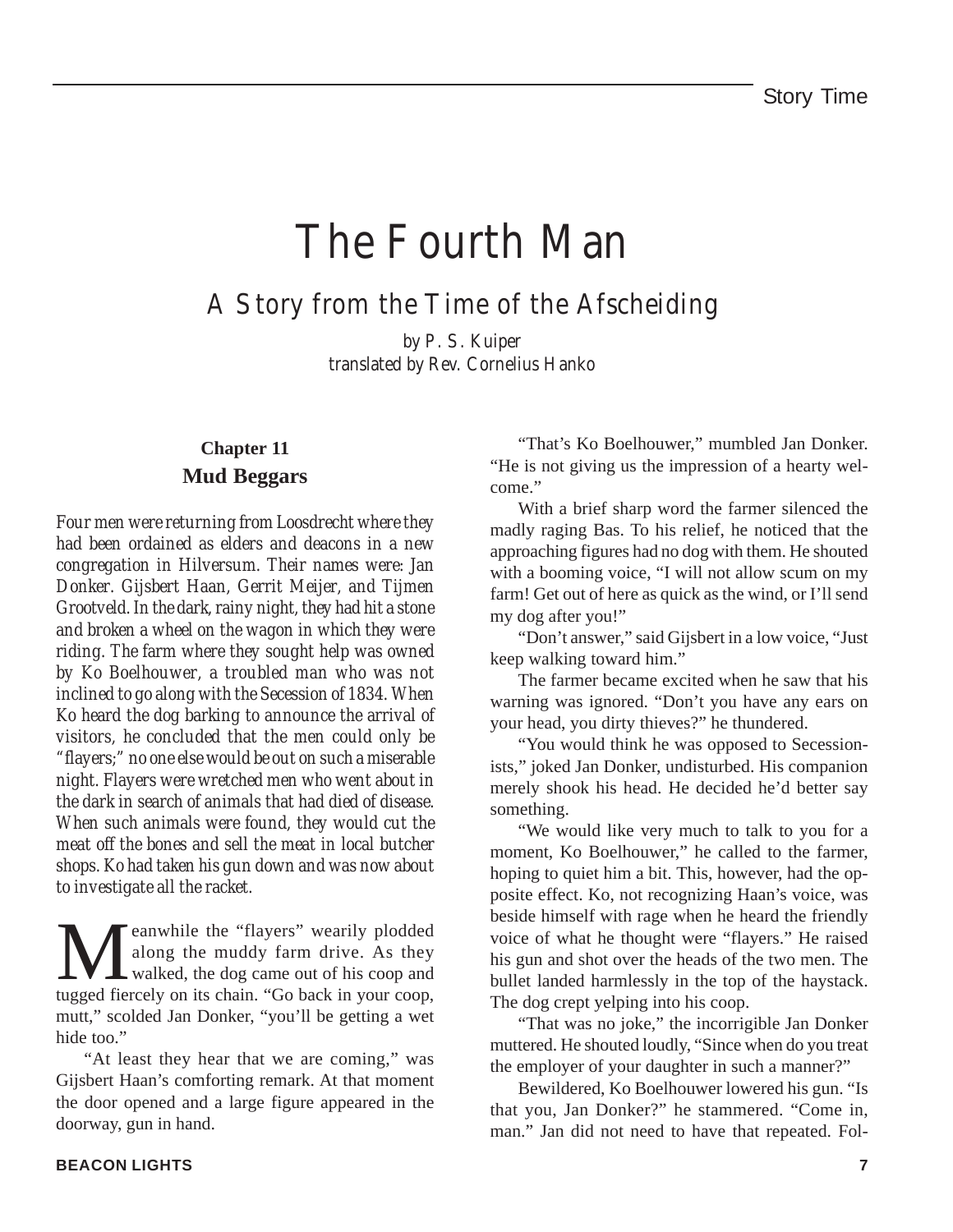# The Fourth Man

## A Story from the Time of the Afscheiding

*by P. S. Kuiper*
*translated by Rev. Cornelius Hanko*

### Chapter 11
### Mud Beggars

*Four men were returning from Loosdrecht where they had been ordained as elders and deacons in a new congregation in Hilversum. Their names were: Jan Donker. Gijsbert Haan, Gerrit Meijer, and Tijmen Grootveld. In the dark, rainy night, they had hit a stone and broken a wheel on the wagon in which they were riding. The farm where they sought help was owned by Ko Boelhouwer, a troubled man who was not inclined to go along with the Secession of 1834. When Ko heard the dog barking to announce the arrival of visitors, he concluded that the men could only be "flayers;" no one else would be out on such a miserable night. Flayers were wretched men who went about in the dark in search of animals that had died of disease. When such animals were found, they would cut the meat off the bones and sell the meat in local butcher shops. Ko had taken his gun down and was now about to investigate all the racket.*

Meanwhile the "flayers" wearily plodded along the muddy farm drive. As they walked, the dog came out of his coop and tugged fiercely on its chain. "Go back in your coop, mutt," scolded Jan Donker, "you'll be getting a wet hide too."

"At least they hear that we are coming," was Gijsbert Haan's comforting remark. At that moment the door opened and a large figure appeared in the doorway, gun in hand.

"That's Ko Boelhouwer," mumbled Jan Donker. "He is not giving us the impression of a hearty welcome."

With a brief sharp word the farmer silenced the madly raging Bas. To his relief, he noticed that the approaching figures had no dog with them. He shouted with a booming voice, "I will not allow scum on my farm! Get out of here as quick as the wind, or I'll send my dog after you!"

"Don't answer," said Gijsbert in a low voice, "Just keep walking toward him."

The farmer became excited when he saw that his warning was ignored. "Don't you have any ears on your head, you dirty thieves?" he thundered.

"You would think he was opposed to Secessionists," joked Jan Donker, undisturbed. His companion merely shook his head. He decided he'd better say something.

"We would like very much to talk to you for a moment, Ko Boelhouwer," he called to the farmer, hoping to quiet him a bit. This, however, had the opposite effect. Ko, not recognizing Haan's voice, was beside himself with rage when he heard the friendly voice of what he thought were "flayers." He raised his gun and shot over the heads of the two men. The bullet landed harmlessly in the top of the haystack. The dog crept yelping into his coop.

"That was no joke," the incorrigible Jan Donker muttered. He shouted loudly, "Since when do you treat the employer of your daughter in such a manner?"

Bewildered, Ko Boelhouwer lowered his gun. "Is that you, Jan Donker?" he stammered. "Come in, man." Jan did not need to have that repeated. Fol-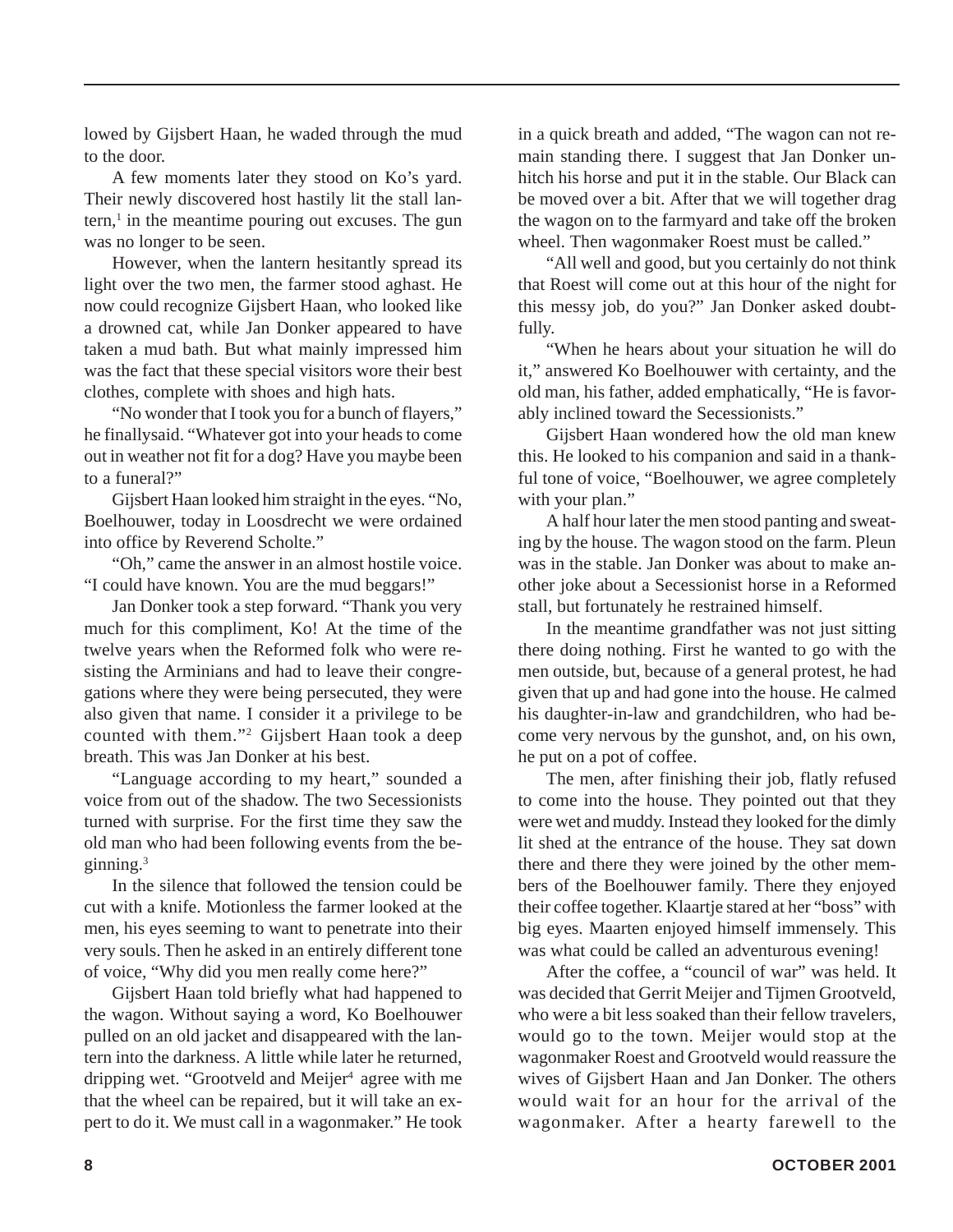lowed by Gijsbert Haan, he waded through the mud to the door.

A few moments later they stood on Ko's yard. Their newly discovered host hastily lit the stall lantern,[1] in the meantime pouring out excuses. The gun was no longer to be seen.

However, when the lantern hesitantly spread its light over the two men, the farmer stood aghast. He now could recognize Gijsbert Haan, who looked like a drowned cat, while Jan Donker appeared to have taken a mud bath. But what mainly impressed him was the fact that these special visitors wore their best clothes, complete with shoes and high hats.

"No wonder that I took you for a bunch of flayers," he finallysaid. "Whatever got into your heads to come out in weather not fit for a dog? Have you maybe been to a funeral?"

Gijsbert Haan looked him straight in the eyes. "No, Boelhouwer, today in Loosdrecht we were ordained into office by Reverend Scholte."

"Oh," came the answer in an almost hostile voice. "I could have known. You are the mud beggars!"

Jan Donker took a step forward. "Thank you very much for this compliment, Ko! At the time of the twelve years when the Reformed folk who were resisting the Arminians and had to leave their congregations where they were being persecuted, they were also given that name. I consider it a privilege to be counted with them."[2] Gijsbert Haan took a deep breath. This was Jan Donker at his best.

"Language according to my heart," sounded a voice from out of the shadow. The two Secessionists turned with surprise. For the first time they saw the old man who had been following events from the beginning.[3]

In the silence that followed the tension could be cut with a knife. Motionless the farmer looked at the men, his eyes seeming to want to penetrate into their very souls. Then he asked in an entirely different tone of voice, "Why did you men really come here?"

Gijsbert Haan told briefly what had happened to the wagon. Without saying a word, Ko Boelhouwer pulled on an old jacket and disappeared with the lantern into the darkness. A little while later he returned, dripping wet. "Grootveld and Meijer[4] agree with me that the wheel can be repaired, but it will take an expert to do it. We must call in a wagonmaker." He took in a quick breath and added, "The wagon can not remain standing there. I suggest that Jan Donker unhitch his horse and put it in the stable. Our Black can be moved over a bit. After that we will together drag the wagon on to the farmyard and take off the broken wheel. Then wagonmaker Roest must be called."

"All well and good, but you certainly do not think that Roest will come out at this hour of the night for this messy job, do you?" Jan Donker asked doubtfully.

"When he hears about your situation he will do it," answered Ko Boelhouwer with certainty, and the old man, his father, added emphatically, "He is favorably inclined toward the Secessionists."

Gijsbert Haan wondered how the old man knew this. He looked to his companion and said in a thankful tone of voice, "Boelhouwer, we agree completely with your plan."

A half hour later the men stood panting and sweating by the house. The wagon stood on the farm. Pleun was in the stable. Jan Donker was about to make another joke about a Secessionist horse in a Reformed stall, but fortunately he restrained himself.

In the meantime grandfather was not just sitting there doing nothing. First he wanted to go with the men outside, but, because of a general protest, he had given that up and had gone into the house. He calmed his daughter-in-law and grandchildren, who had become very nervous by the gunshot, and, on his own, he put on a pot of coffee.

The men, after finishing their job, flatly refused to come into the house. They pointed out that they were wet and muddy. Instead they looked for the dimly lit shed at the entrance of the house. They sat down there and there they were joined by the other members of the Boelhouwer family. There they enjoyed their coffee together. Klaartje stared at her "boss" with big eyes. Maarten enjoyed himself immensely. This was what could be called an adventurous evening!

After the coffee, a "council of war" was held. It was decided that Gerrit Meijer and Tijmen Grootveld, who were a bit less soaked than their fellow travelers, would go to the town. Meijer would stop at the wagonmaker Roest and Grootveld would reassure the wives of Gijsbert Haan and Jan Donker. The others would wait for an hour for the arrival of the wagonmaker. After a hearty farewell to the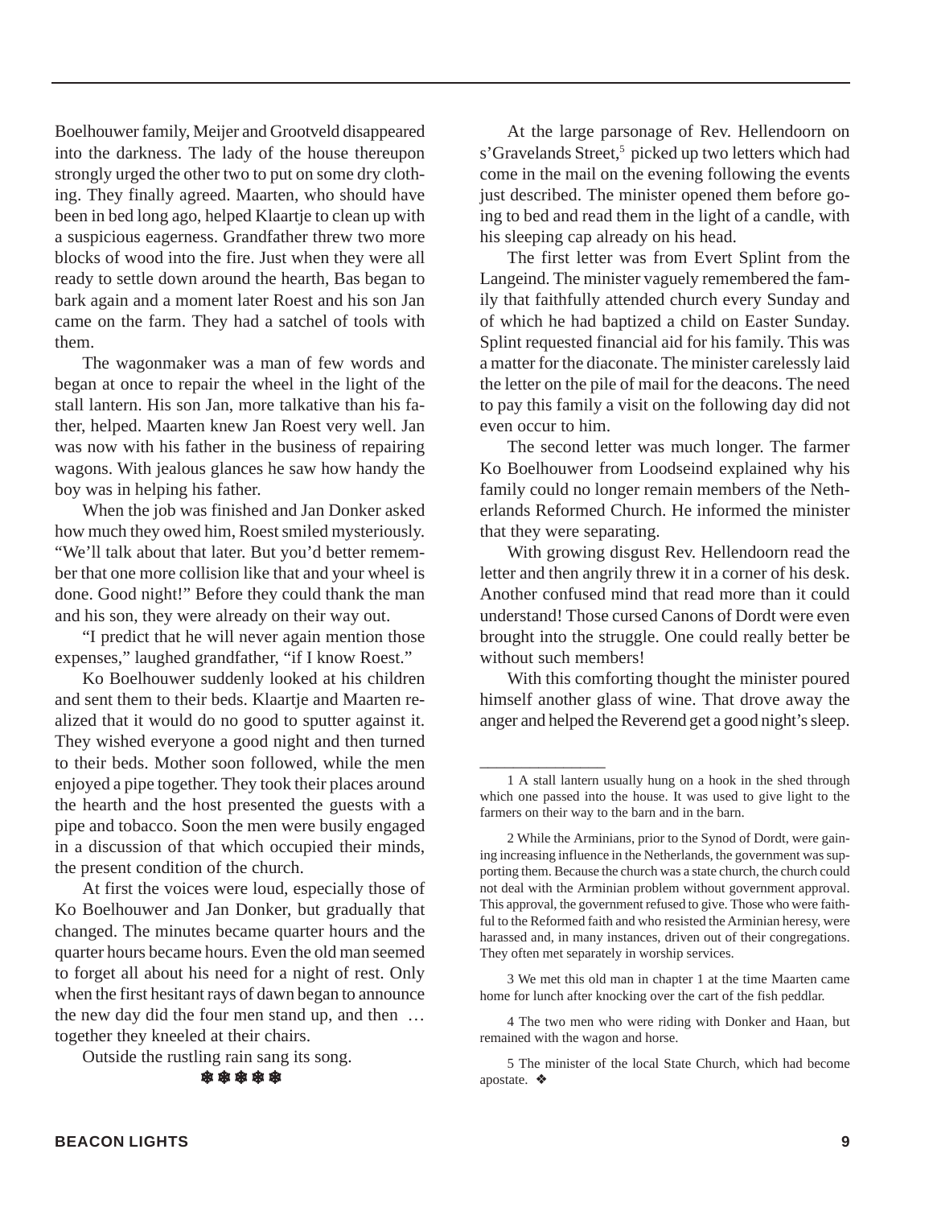Boelhouwer family, Meijer and Grootveld disappeared into the darkness. The lady of the house thereupon strongly urged the other two to put on some dry clothing. They finally agreed. Maarten, who should have been in bed long ago, helped Klaartje to clean up with a suspicious eagerness. Grandfather threw two more blocks of wood into the fire. Just when they were all ready to settle down around the hearth, Bas began to bark again and a moment later Roest and his son Jan came on the farm. They had a satchel of tools with them.

The wagonmaker was a man of few words and began at once to repair the wheel in the light of the stall lantern. His son Jan, more talkative than his father, helped. Maarten knew Jan Roest very well. Jan was now with his father in the business of repairing wagons. With jealous glances he saw how handy the boy was in helping his father.

When the job was finished and Jan Donker asked how much they owed him, Roest smiled mysteriously. "We'll talk about that later. But you'd better remember that one more collision like that and your wheel is done. Good night!" Before they could thank the man and his son, they were already on their way out.

"I predict that he will never again mention those expenses," laughed grandfather, "if I know Roest."

Ko Boelhouwer suddenly looked at his children and sent them to their beds. Klaartje and Maarten realized that it would do no good to sputter against it. They wished everyone a good night and then turned to their beds. Mother soon followed, while the men enjoyed a pipe together. They took their places around the hearth and the host presented the guests with a pipe and tobacco. Soon the men were busily engaged in a discussion of that which occupied their minds, the present condition of the church.

At first the voices were loud, especially those of Ko Boelhouwer and Jan Donker, but gradually that changed. The minutes became quarter hours and the quarter hours became hours. Even the old man seemed to forget all about his need for a night of rest. Only when the first hesitant rays of dawn began to announce the new day did the four men stand up, and then … together they kneeled at their chairs.

Outside the rustling rain sang its song.

❄ ❄ ❄ ❄ ❄

At the large parsonage of Rev. Hellendoorn on s'Gravelands Street,[5] picked up two letters which had come in the mail on the evening following the events just described. The minister opened them before going to bed and read them in the light of a candle, with his sleeping cap already on his head.

The first letter was from Evert Splint from the Langeind. The minister vaguely remembered the family that faithfully attended church every Sunday and of which he had baptized a child on Easter Sunday. Splint requested financial aid for his family. This was a matter for the diaconate. The minister carelessly laid the letter on the pile of mail for the deacons. The need to pay this family a visit on the following day did not even occur to him.

The second letter was much longer. The farmer Ko Boelhouwer from Loodseind explained why his family could no longer remain members of the Netherlands Reformed Church. He informed the minister that they were separating.

With growing disgust Rev. Hellendoorn read the letter and then angrily threw it in a corner of his desk. Another confused mind that read more than it could understand! Those cursed Canons of Dordt were even brought into the struggle. One could really better be without such members!

With this comforting thought the minister poured himself another glass of wine. That drove away the anger and helped the Reverend get a good night's sleep.

---

1 A stall lantern usually hung on a hook in the shed through which one passed into the house. It was used to give light to the farmers on their way to the barn and in the barn.

2 While the Arminians, prior to the Synod of Dordt, were gaining increasing influence in the Netherlands, the government was supporting them. Because the church was a state church, the church could not deal with the Arminian problem without government approval. This approval, the government refused to give. Those who were faithful to the Reformed faith and who resisted the Arminian heresy, were harassed and, in many instances, driven out of their congregations. They often met separately in worship services.

3 We met this old man in chapter 1 at the time Maarten came home for lunch after knocking over the cart of the fish peddlar.

4 The two men who were riding with Donker and Haan, but remained with the wagon and horse.

5 The minister of the local State Church, which had become apostate. ❖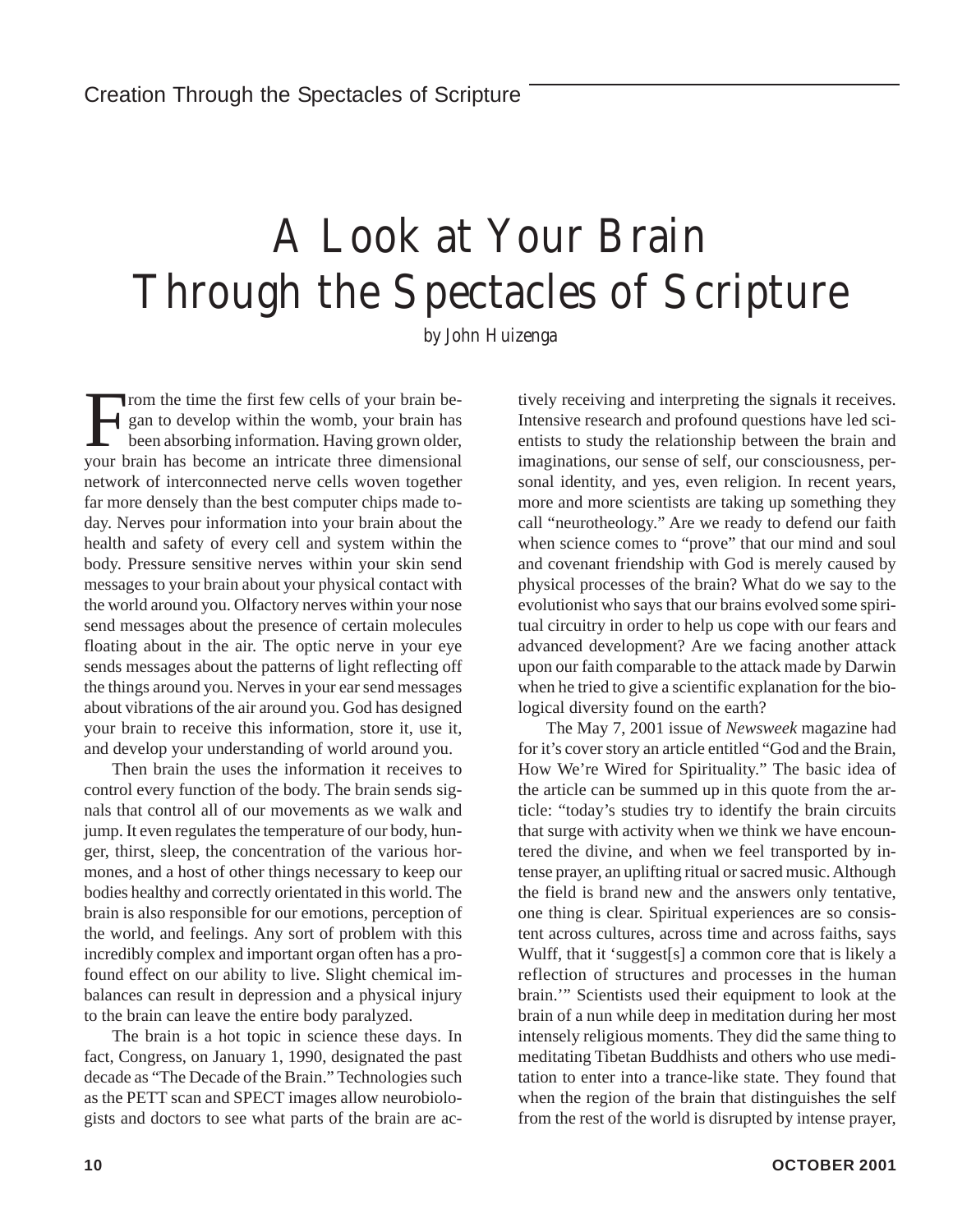# A Look at Your Brain Through the Spectacles of Scripture

*by John Huizenga*

From the time the first few cells of your brain began to develop within the womb, your brain has been absorbing information. Having grown older, your brain has become an intricate three dimensional network of interconnected nerve cells woven together far more densely than the best computer chips made today. Nerves pour information into your brain about the health and safety of every cell and system within the body. Pressure sensitive nerves within your skin send messages to your brain about your physical contact with the world around you. Olfactory nerves within your nose send messages about the presence of certain molecules floating about in the air. The optic nerve in your eye sends messages about the patterns of light reflecting off the things around you. Nerves in your ear send messages about vibrations of the air around you. God has designed your brain to receive this information, store it, use it, and develop your understanding of world around you.

Then brain the uses the information it receives to control every function of the body. The brain sends signals that control all of our movements as we walk and jump. It even regulates the temperature of our body, hunger, thirst, sleep, the concentration of the various hormones, and a host of other things necessary to keep our bodies healthy and correctly orientated in this world. The brain is also responsible for our emotions, perception of the world, and feelings. Any sort of problem with this incredibly complex and important organ often has a profound effect on our ability to live. Slight chemical imbalances can result in depression and a physical injury to the brain can leave the entire body paralyzed.

The brain is a hot topic in science these days. In fact, Congress, on January 1, 1990, designated the past decade as "The Decade of the Brain." Technologies such as the PETT scan and SPECT images allow neurobiologists and doctors to see what parts of the brain are actively receiving and interpreting the signals it receives. Intensive research and profound questions have led scientists to study the relationship between the brain and imaginations, our sense of self, our consciousness, personal identity, and yes, even religion. In recent years, more and more scientists are taking up something they call "neurotheology." Are we ready to defend our faith when science comes to "prove" that our mind and soul and covenant friendship with God is merely caused by physical processes of the brain? What do we say to the evolutionist who says that our brains evolved some spiritual circuitry in order to help us cope with our fears and advanced development? Are we facing another attack upon our faith comparable to the attack made by Darwin when he tried to give a scientific explanation for the biological diversity found on the earth?

The May 7, 2001 issue of *Newsweek* magazine had for it's cover story an article entitled "God and the Brain, How We're Wired for Spirituality." The basic idea of the article can be summed up in this quote from the article: "today's studies try to identify the brain circuits that surge with activity when we think we have encountered the divine, and when we feel transported by intense prayer, an uplifting ritual or sacred music. Although the field is brand new and the answers only tentative, one thing is clear. Spiritual experiences are so consistent across cultures, across time and across faiths, says Wulff, that it 'suggest[s] a common core that is likely a reflection of structures and processes in the human brain.'" Scientists used their equipment to look at the brain of a nun while deep in meditation during her most intensely religious moments. They did the same thing to meditating Tibetan Buddhists and others who use meditation to enter into a trance-like state. They found that when the region of the brain that distinguishes the self from the rest of the world is disrupted by intense prayer,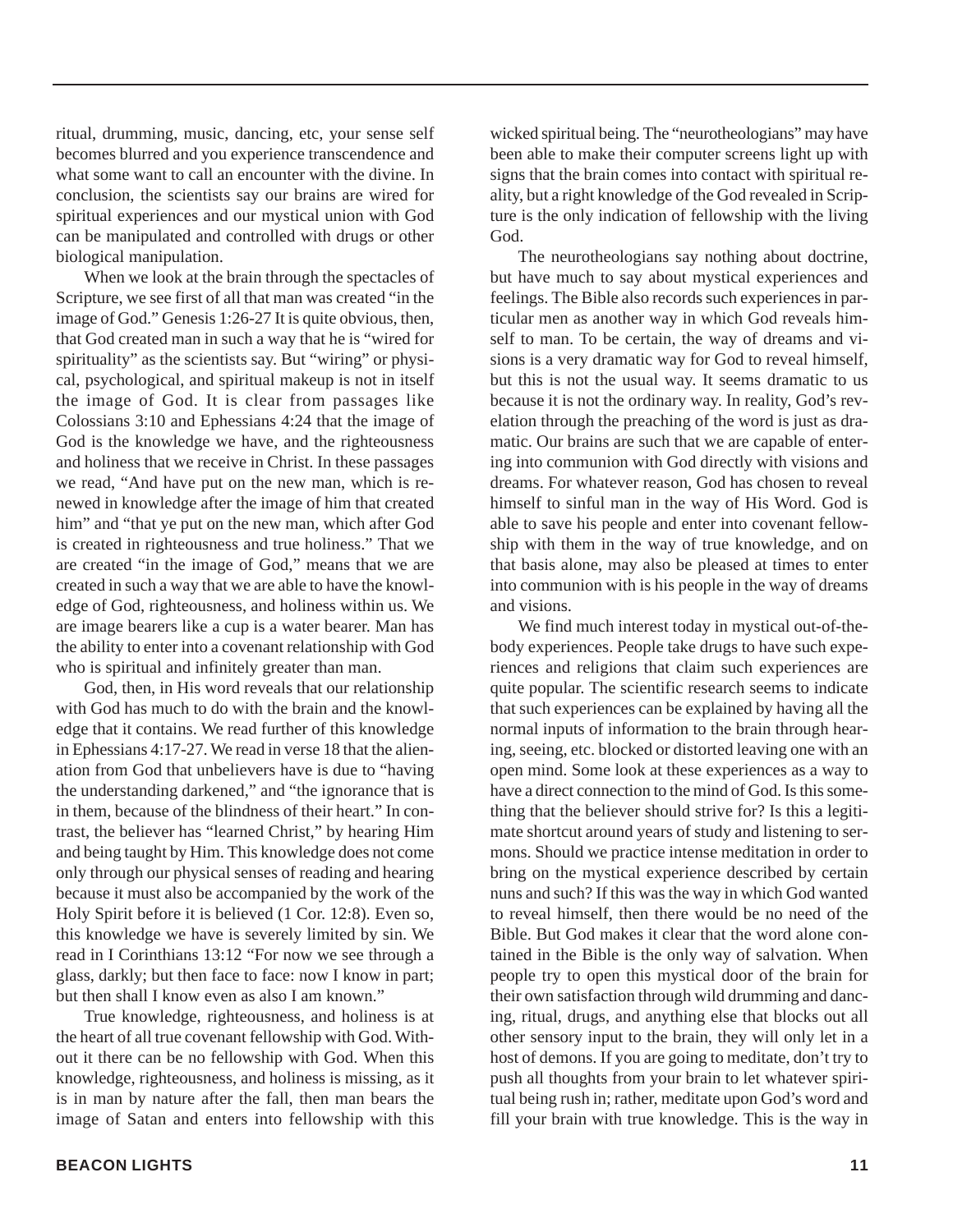ritual, drumming, music, dancing, etc, your sense self becomes blurred and you experience transcendence and what some want to call an encounter with the divine. In conclusion, the scientists say our brains are wired for spiritual experiences and our mystical union with God can be manipulated and controlled with drugs or other biological manipulation.

When we look at the brain through the spectacles of Scripture, we see first of all that man was created "in the image of God." Genesis 1:26-27 It is quite obvious, then, that God created man in such a way that he is "wired for spirituality" as the scientists say. But "wiring" or physical, psychological, and spiritual makeup is not in itself the image of God. It is clear from passages like Colossians 3:10 and Ephessians 4:24 that the image of God is the knowledge we have, and the righteousness and holiness that we receive in Christ. In these passages we read, "And have put on the new man, which is renewed in knowledge after the image of him that created him" and "that ye put on the new man, which after God is created in righteousness and true holiness." That we are created "in the image of God," means that we are created in such a way that we are able to have the knowledge of God, righteousness, and holiness within us. We are image bearers like a cup is a water bearer. Man has the ability to enter into a covenant relationship with God who is spiritual and infinitely greater than man.

God, then, in His word reveals that our relationship with God has much to do with the brain and the knowledge that it contains. We read further of this knowledge in Ephessians 4:17-27. We read in verse 18 that the alienation from God that unbelievers have is due to "having the understanding darkened," and "the ignorance that is in them, because of the blindness of their heart." In contrast, the believer has "learned Christ," by hearing Him and being taught by Him. This knowledge does not come only through our physical senses of reading and hearing because it must also be accompanied by the work of the Holy Spirit before it is believed (1 Cor. 12:8). Even so, this knowledge we have is severely limited by sin. We read in I Corinthians 13:12 "For now we see through a glass, darkly; but then face to face: now I know in part; but then shall I know even as also I am known."

True knowledge, righteousness, and holiness is at the heart of all true covenant fellowship with God. Without it there can be no fellowship with God. When this knowledge, righteousness, and holiness is missing, as it is in man by nature after the fall, then man bears the image of Satan and enters into fellowship with this wicked spiritual being. The "neurotheologians" may have been able to make their computer screens light up with signs that the brain comes into contact with spiritual reality, but a right knowledge of the God revealed in Scripture is the only indication of fellowship with the living God.

The neurotheologians say nothing about doctrine, but have much to say about mystical experiences and feelings. The Bible also records such experiences in particular men as another way in which God reveals himself to man. To be certain, the way of dreams and visions is a very dramatic way for God to reveal himself, but this is not the usual way. It seems dramatic to us because it is not the ordinary way. In reality, God's revelation through the preaching of the word is just as dramatic. Our brains are such that we are capable of entering into communion with God directly with visions and dreams. For whatever reason, God has chosen to reveal himself to sinful man in the way of His Word. God is able to save his people and enter into covenant fellowship with them in the way of true knowledge, and on that basis alone, may also be pleased at times to enter into communion with is his people in the way of dreams and visions.

We find much interest today in mystical out-of-the-body experiences. People take drugs to have such experiences and religions that claim such experiences are quite popular. The scientific research seems to indicate that such experiences can be explained by having all the normal inputs of information to the brain through hearing, seeing, etc. blocked or distorted leaving one with an open mind. Some look at these experiences as a way to have a direct connection to the mind of God. Is this something that the believer should strive for? Is this a legitimate shortcut around years of study and listening to sermons. Should we practice intense meditation in order to bring on the mystical experience described by certain nuns and such? If this was the way in which God wanted to reveal himself, then there would be no need of the Bible. But God makes it clear that the word alone contained in the Bible is the only way of salvation. When people try to open this mystical door of the brain for their own satisfaction through wild drumming and dancing, ritual, drugs, and anything else that blocks out all other sensory input to the brain, they will only let in a host of demons. If you are going to meditate, don't try to push all thoughts from your brain to let whatever spiritual being rush in; rather, meditate upon God's word and fill your brain with true knowledge. This is the way in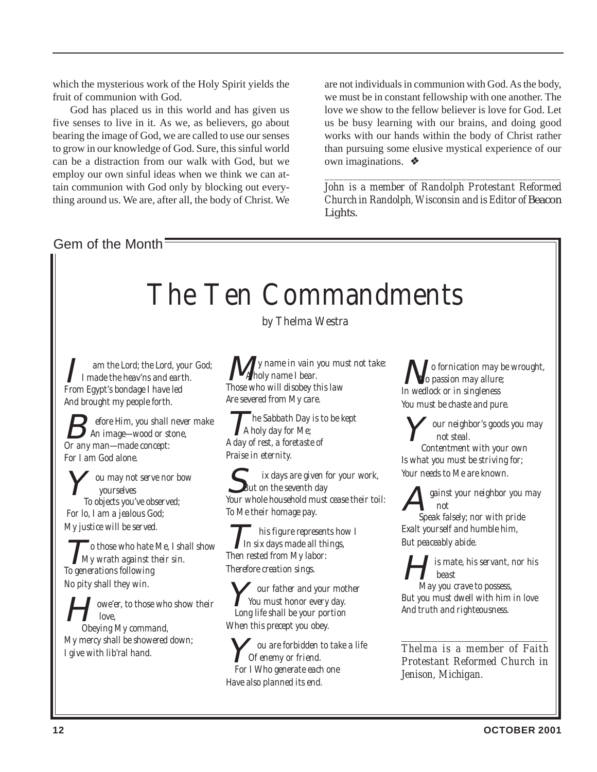which the mysterious work of the Holy Spirit yields the fruit of communion with God.

God has placed us in this world and has given us five senses to live in it. As we, as believers, go about bearing the image of God, we are called to use our senses to grow in our knowledge of God. Sure, this sinful world can be a distraction from our walk with God, but we employ our own sinful ideas when we think we can attain communion with God only by blocking out everything around us. We are, after all, the body of Christ. We are not individuals in communion with God. As the body, we must be in constant fellowship with one another. The love we show to the fellow believer is love for God. Let us be busy learning with our brains, and doing good works with our hands within the body of Christ rather than pursuing some elusive mystical experience of our own imaginations. ❖

---

*John is a member of Randolph Protestant Reformed Church in Randolph, Wisconsin and is Editor of* Beacon Lights.

Gem of the Month

# The Ten Commandments

*by Thelma Westra*

*I am the Lord; the Lord, your God;*
*I made the heav'ns and earth.*
*From Egypt's bondage I have led*
*And brought my people forth.*

*Before Him, you shall never make*
*An image—wood or stone,*
*Or any man—made concept:*
*For I am God alone.*

*You may not serve nor bow yourselves*
*To objects you've observed;*
*For lo, I am a jealous God;*
*My justice will be served.*

*To those who hate Me, I shall show*
*My wrath against their sin.*
*To generations following*
*No pity shall they win.*

*Howe'er, to those who show their love,*
*Obeying My command,*
*My mercy shall be showered down;*
*I give with lib'ral hand.*

*My name in vain you must not take:*
*A holy name I bear.*
*Those who will disobey this law*
*Are severed from My care.*

*The Sabbath Day is to be kept*
*A holy day for Me;*
*A day of rest, a foretaste of*
*Praise in eternity.*

*Six days are given for your work,*
*But on the seventh day*
*Your whole household must cease their toil:*
*To Me their homage pay.*

*This figure represents how I*
*In six days made all things,*
*Then rested from My labor:*
*Therefore creation sings.*

*Your father and your mother*
*You must honor every day.*
*Long life shall be your portion*
*When this precept you obey.*

*You are forbidden to take a life*
*Of enemy or friend.*
*For I Who generate each one*
*Have also planned its end.*

*No fornication may be wrought,*
*No passion may allure;*
*In wedlock or in singleness*
*You must be chaste and pure.*

*Your neighbor's goods you may not steal.*
*Contentment with your own*
*Is what you must be striving for;*
*Your needs to Me are known.*

*Against your neighbor you may not*
*Speak falsely; nor with pride*
*Exalt yourself and humble him,*
*But peaceably abide.*

*His mate, his servant, nor his beast*
*May you crave to possess,*
*But you must dwell with him in love*
*And truth and righteousness.*

---

*Thelma is a member of Faith Protestant Reformed Church in Jenison, Michigan.*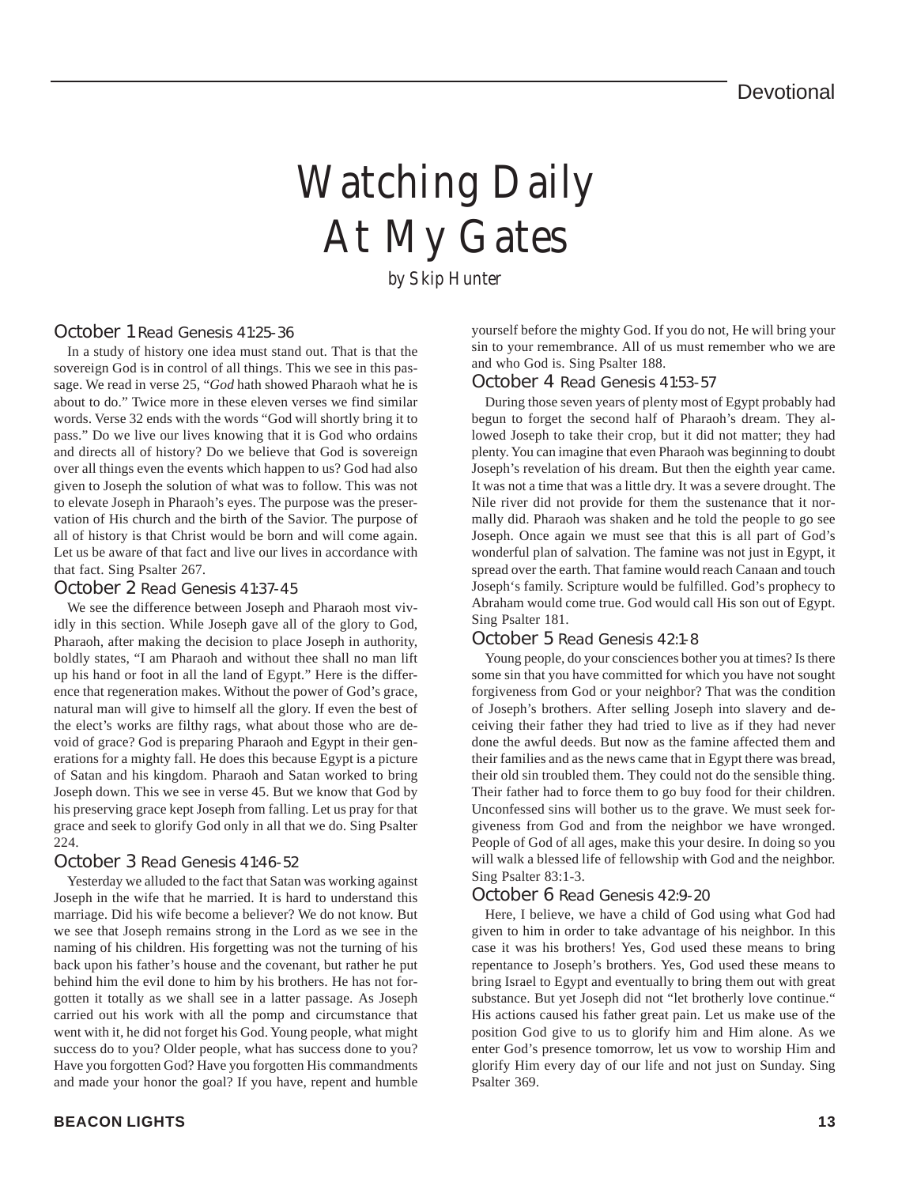# Watching Daily At My Gates

*by Skip Hunter*

### October 1 Read Genesis 41:25-36

In a study of history one idea must stand out. That is that the sovereign God is in control of all things. This we see in this passage. We read in verse 25, "*God* hath showed Pharaoh what he is about to do." Twice more in these eleven verses we find similar words. Verse 32 ends with the words "God will shortly bring it to pass." Do we live our lives knowing that it is God who ordains and directs all of history? Do we believe that God is sovereign over all things even the events which happen to us? God had also given to Joseph the solution of what was to follow. This was not to elevate Joseph in Pharaoh's eyes. The purpose was the preservation of His church and the birth of the Savior. The purpose of all of history is that Christ would be born and will come again. Let us be aware of that fact and live our lives in accordance with that fact. Sing Psalter 267.

### October 2 Read Genesis 41:37-45

We see the difference between Joseph and Pharaoh most vividly in this section. While Joseph gave all of the glory to God, Pharaoh, after making the decision to place Joseph in authority, boldly states, "I am Pharaoh and without thee shall no man lift up his hand or foot in all the land of Egypt." Here is the difference that regeneration makes. Without the power of God's grace, natural man will give to himself all the glory. If even the best of the elect's works are filthy rags, what about those who are devoid of grace? God is preparing Pharaoh and Egypt in their generations for a mighty fall. He does this because Egypt is a picture of Satan and his kingdom. Pharaoh and Satan worked to bring Joseph down. This we see in verse 45. But we know that God by his preserving grace kept Joseph from falling. Let us pray for that grace and seek to glorify God only in all that we do. Sing Psalter 224.

### October 3 Read Genesis 41:46-52

Yesterday we alluded to the fact that Satan was working against Joseph in the wife that he married. It is hard to understand this marriage. Did his wife become a believer? We do not know. But we see that Joseph remains strong in the Lord as we see in the naming of his children. His forgetting was not the turning of his back upon his father's house and the covenant, but rather he put behind him the evil done to him by his brothers. He has not forgotten it totally as we shall see in a latter passage. As Joseph carried out his work with all the pomp and circumstance that went with it, he did not forget his God. Young people, what might success do to you? Older people, what has success done to you? Have you forgotten God? Have you forgotten His commandments and made your honor the goal? If you have, repent and humble yourself before the mighty God. If you do not, He will bring your sin to your remembrance. All of us must remember who we are and who God is. Sing Psalter 188.

### October 4 Read Genesis 41:53-57

During those seven years of plenty most of Egypt probably had begun to forget the second half of Pharaoh's dream. They allowed Joseph to take their crop, but it did not matter; they had plenty. You can imagine that even Pharaoh was beginning to doubt Joseph's revelation of his dream. But then the eighth year came. It was not a time that was a little dry. It was a severe drought. The Nile river did not provide for them the sustenance that it normally did. Pharaoh was shaken and he told the people to go see Joseph. Once again we must see that this is all part of God's wonderful plan of salvation. The famine was not just in Egypt, it spread over the earth. That famine would reach Canaan and touch Joseph's family. Scripture would be fulfilled. God's prophecy to Abraham would come true. God would call His son out of Egypt. Sing Psalter 181.

### October 5 Read Genesis 42:1-8

Young people, do your consciences bother you at times? Is there some sin that you have committed for which you have not sought forgiveness from God or your neighbor? That was the condition of Joseph's brothers. After selling Joseph into slavery and deceiving their father they had tried to live as if they had never done the awful deeds. But now as the famine affected them and their families and as the news came that in Egypt there was bread, their old sin troubled them. They could not do the sensible thing. Their father had to force them to go buy food for their children. Unconfessed sins will bother us to the grave. We must seek forgiveness from God and from the neighbor we have wronged. People of God of all ages, make this your desire. In doing so you will walk a blessed life of fellowship with God and the neighbor. Sing Psalter 83:1-3.

### October 6 Read Genesis 42:9-20

Here, I believe, we have a child of God using what God had given to him in order to take advantage of his neighbor. In this case it was his brothers! Yes, God used these means to bring repentance to Joseph's brothers. Yes, God used these means to bring Israel to Egypt and eventually to bring them out with great substance. But yet Joseph did not "let brotherly love continue." His actions caused his father great pain. Let us make use of the position God give to us to glorify him and Him alone. As we enter God's presence tomorrow, let us vow to worship Him and glorify Him every day of our life and not just on Sunday. Sing Psalter 369.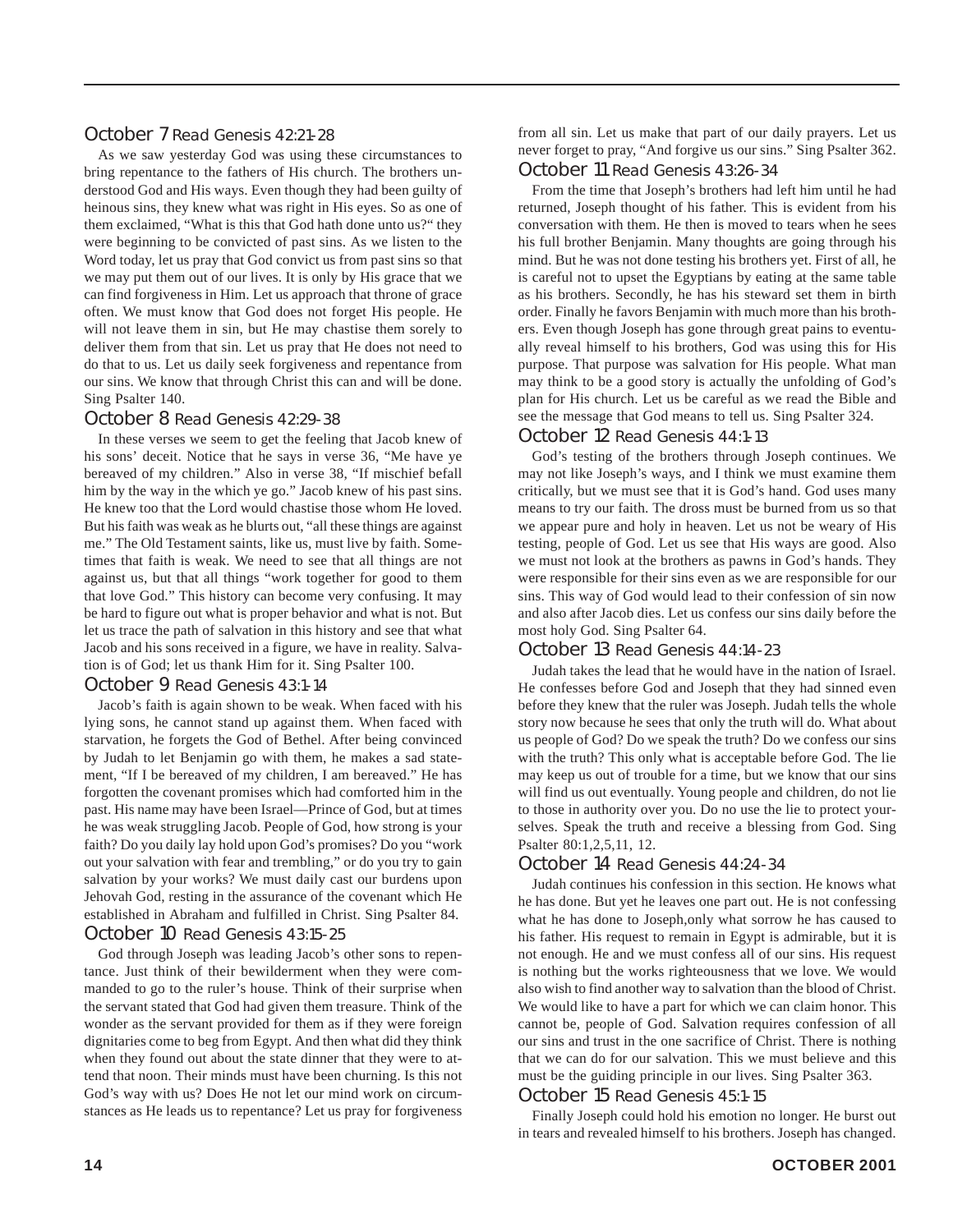### October 7 Read Genesis 42:21-28

As we saw yesterday God was using these circumstances to bring repentance to the fathers of His church. The brothers understood God and His ways. Even though they had been guilty of heinous sins, they knew what was right in His eyes. So as one of them exclaimed, "What is this that God hath done unto us?" they were beginning to be convicted of past sins. As we listen to the Word today, let us pray that God convict us from past sins so that we may put them out of our lives. It is only by His grace that we can find forgiveness in Him. Let us approach that throne of grace often. We must know that God does not forget His people. He will not leave them in sin, but He may chastise them sorely to deliver them from that sin. Let us pray that He does not need to do that to us. Let us daily seek forgiveness and repentance from our sins. We know that through Christ this can and will be done. Sing Psalter 140.

### October 8 Read Genesis 42:29-38

In these verses we seem to get the feeling that Jacob knew of his sons' deceit. Notice that he says in verse 36, "Me have ye bereaved of my children." Also in verse 38, "If mischief befall him by the way in the which ye go." Jacob knew of his past sins. He knew too that the Lord would chastise those whom He loved. But his faith was weak as he blurts out, "all these things are against me." The Old Testament saints, like us, must live by faith. Sometimes that faith is weak. We need to see that all things are not against us, but that all things "work together for good to them that love God." This history can become very confusing. It may be hard to figure out what is proper behavior and what is not. But let us trace the path of salvation in this history and see that what Jacob and his sons received in a figure, we have in reality. Salvation is of God; let us thank Him for it. Sing Psalter 100.

### October 9 Read Genesis 43:1-14

Jacob's faith is again shown to be weak. When faced with his lying sons, he cannot stand up against them. When faced with starvation, he forgets the God of Bethel. After being convinced by Judah to let Benjamin go with them, he makes a sad statement, "If I be bereaved of my children, I am bereaved." He has forgotten the covenant promises which had comforted him in the past. His name may have been Israel—Prince of God, but at times he was weak struggling Jacob. People of God, how strong is your faith? Do you daily lay hold upon God's promises? Do you "work out your salvation with fear and trembling," or do you try to gain salvation by your works? We must daily cast our burdens upon Jehovah God, resting in the assurance of the covenant which He established in Abraham and fulfilled in Christ. Sing Psalter 84.

### October 10 Read Genesis 43:15-25

God through Joseph was leading Jacob's other sons to repentance. Just think of their bewilderment when they were commanded to go to the ruler's house. Think of their surprise when the servant stated that God had given them treasure. Think of the wonder as the servant provided for them as if they were foreign dignitaries come to beg from Egypt. And then what did they think when they found out about the state dinner that they were to attend that noon. Their minds must have been churning. Is this not God's way with us? Does He not let our mind work on circumstances as He leads us to repentance? Let us pray for forgiveness from all sin. Let us make that part of our daily prayers. Let us never forget to pray, "And forgive us our sins." Sing Psalter 362.

### October 11 Read Genesis 43:26-34

From the time that Joseph's brothers had left him until he had returned, Joseph thought of his father. This is evident from his conversation with them. He then is moved to tears when he sees his full brother Benjamin. Many thoughts are going through his mind. But he was not done testing his brothers yet. First of all, he is careful not to upset the Egyptians by eating at the same table as his brothers. Secondly, he has his steward set them in birth order. Finally he favors Benjamin with much more than his brothers. Even though Joseph has gone through great pains to eventually reveal himself to his brothers, God was using this for His purpose. That purpose was salvation for His people. What man may think to be a good story is actually the unfolding of God's plan for His church. Let us be careful as we read the Bible and see the message that God means to tell us. Sing Psalter 324.

### October 12 Read Genesis 44:1-13

God's testing of the brothers through Joseph continues. We may not like Joseph's ways, and I think we must examine them critically, but we must see that it is God's hand. God uses many means to try our faith. The dross must be burned from us so that we appear pure and holy in heaven. Let us not be weary of His testing, people of God. Let us see that His ways are good. Also we must not look at the brothers as pawns in God's hands. They were responsible for their sins even as we are responsible for our sins. This way of God would lead to their confession of sin now and also after Jacob dies. Let us confess our sins daily before the most holy God. Sing Psalter 64.

### October 13 Read Genesis 44:14-23

Judah takes the lead that he would have in the nation of Israel. He confesses before God and Joseph that they had sinned even before they knew that the ruler was Joseph. Judah tells the whole story now because he sees that only the truth will do. What about us people of God? Do we speak the truth? Do we confess our sins with the truth? This only what is acceptable before God. The lie may keep us out of trouble for a time, but we know that our sins will find us out eventually. Young people and children, do not lie to those in authority over you. Do no use the lie to protect yourselves. Speak the truth and receive a blessing from God. Sing Psalter 80:1,2,5,11, 12.

### October 14 Read Genesis 44:24-34

Judah continues his confession in this section. He knows what he has done. But yet he leaves one part out. He is not confessing what he has done to Joseph,only what sorrow he has caused to his father. His request to remain in Egypt is admirable, but it is not enough. He and we must confess all of our sins. His request is nothing but the works righteousness that we love. We would also wish to find another way to salvation than the blood of Christ. We would like to have a part for which we can claim honor. This cannot be, people of God. Salvation requires confession of all our sins and trust in the one sacrifice of Christ. There is nothing that we can do for our salvation. This we must believe and this must be the guiding principle in our lives. Sing Psalter 363.

### October 15 Read Genesis 45:1-15

Finally Joseph could hold his emotion no longer. He burst out in tears and revealed himself to his brothers. Joseph has changed.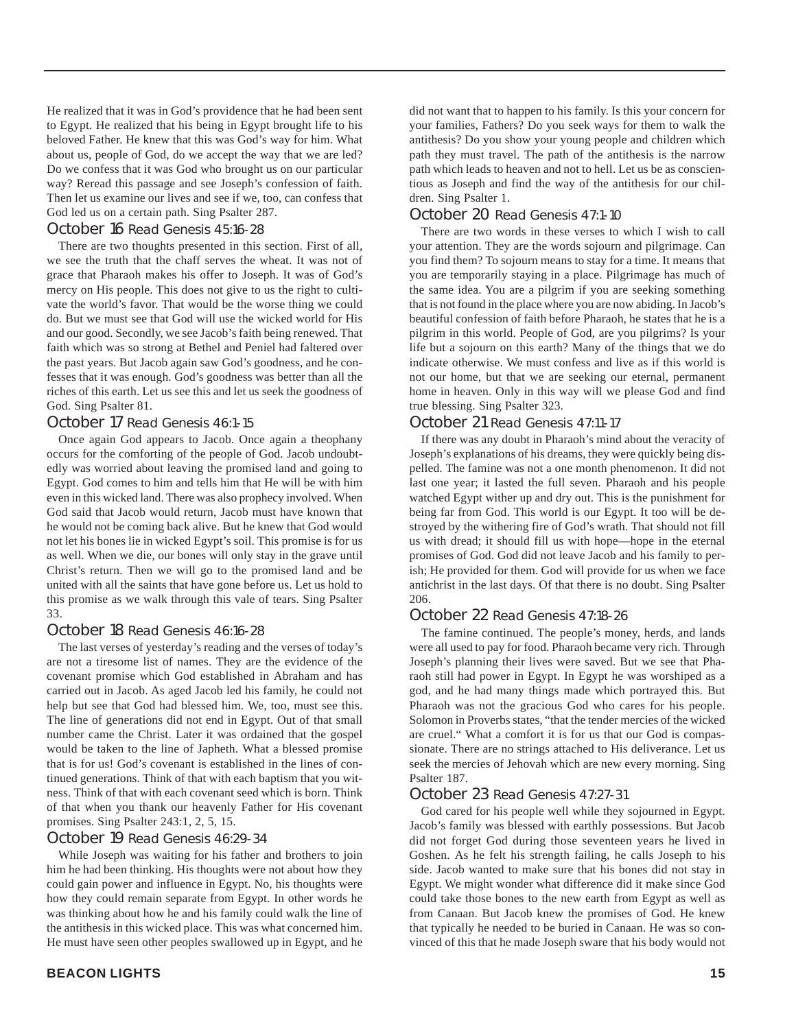He realized that it was in God's providence that he had been sent to Egypt. He realized that his being in Egypt brought life to his beloved Father. He knew that this was God's way for him. What about us, people of God, do we accept the way that we are led? Do we confess that it was God who brought us on our particular way? Reread this passage and see Joseph's confession of faith. Then let us examine our lives and see if we, too, can confess that God led us on a certain path. Sing Psalter 287.

### October 16 Read Genesis 45:16-28

There are two thoughts presented in this section. First of all, we see the truth that the chaff serves the wheat. It was not of grace that Pharaoh makes his offer to Joseph. It was of God's mercy on His people. This does not give to us the right to cultivate the world's favor. That would be the worse thing we could do. But we must see that God will use the wicked world for His and our good. Secondly, we see Jacob's faith being renewed. That faith which was so strong at Bethel and Peniel had faltered over the past years. But Jacob again saw God's goodness, and he confesses that it was enough. God's goodness was better than all the riches of this earth. Let us see this and let us seek the goodness of God. Sing Psalter 81.

### October 17 Read Genesis 46:1-15

Once again God appears to Jacob. Once again a theophany occurs for the comforting of the people of God. Jacob undoubtedly was worried about leaving the promised land and going to Egypt. God comes to him and tells him that He will be with him even in this wicked land. There was also prophecy involved. When God said that Jacob would return, Jacob must have known that he would not be coming back alive. But he knew that God would not let his bones lie in wicked Egypt's soil. This promise is for us as well. When we die, our bones will only stay in the grave until Christ's return. Then we will go to the promised land and be united with all the saints that have gone before us. Let us hold to this promise as we walk through this vale of tears. Sing Psalter 33.

### October 18 Read Genesis 46:16-28

The last verses of yesterday's reading and the verses of today's are not a tiresome list of names. They are the evidence of the covenant promise which God established in Abraham and has carried out in Jacob. As aged Jacob led his family, he could not help but see that God had blessed him. We, too, must see this. The line of generations did not end in Egypt. Out of that small number came the Christ. Later it was ordained that the gospel would be taken to the line of Japheth. What a blessed promise that is for us! God's covenant is established in the lines of continued generations. Think of that with each baptism that you witness. Think of that with each covenant seed which is born. Think of that when you thank our heavenly Father for His covenant promises. Sing Psalter 243:1, 2, 5, 15.

### October 19 Read Genesis 46:29-34

While Joseph was waiting for his father and brothers to join him he had been thinking. His thoughts were not about how they could gain power and influence in Egypt. No, his thoughts were how they could remain separate from Egypt. In other words he was thinking about how he and his family could walk the line of the antithesis in this wicked place. This was what concerned him. He must have seen other peoples swallowed up in Egypt, and he did not want that to happen to his family. Is this your concern for your families, Fathers? Do you seek ways for them to walk the antithesis? Do you show your young people and children which path they must travel. The path of the antithesis is the narrow path which leads to heaven and not to hell. Let us be as conscientious as Joseph and find the way of the antithesis for our children. Sing Psalter 1.

### October 20 Read Genesis 47:1-10

There are two words in these verses to which I wish to call your attention. They are the words sojourn and pilgrimage. Can you find them? To sojourn means to stay for a time. It means that you are temporarily staying in a place. Pilgrimage has much of the same idea. You are a pilgrim if you are seeking something that is not found in the place where you are now abiding. In Jacob's beautiful confession of faith before Pharaoh, he states that he is a pilgrim in this world. People of God, are you pilgrims? Is your life but a sojourn on this earth? Many of the things that we do indicate otherwise. We must confess and live as if this world is not our home, but that we are seeking our eternal, permanent home in heaven. Only in this way will we please God and find true blessing. Sing Psalter 323.

### October 21 Read Genesis 47:11-17

If there was any doubt in Pharaoh's mind about the veracity of Joseph's explanations of his dreams, they were quickly being dispelled. The famine was not a one month phenomenon. It did not last one year; it lasted the full seven. Pharaoh and his people watched Egypt wither up and dry out. This is the punishment for being far from God. This world is our Egypt. It too will be destroyed by the withering fire of God's wrath. That should not fill us with dread; it should fill us with hope—hope in the eternal promises of God. God did not leave Jacob and his family to perish; He provided for them. God will provide for us when we face antichrist in the last days. Of that there is no doubt. Sing Psalter 206.

### October 22 Read Genesis 47:18-26

The famine continued. The people's money, herds, and lands were all used to pay for food. Pharaoh became very rich. Through Joseph's planning their lives were saved. But we see that Pharaoh still had power in Egypt. In Egypt he was worshiped as a god, and he had many things made which portrayed this. But Pharaoh was not the gracious God who cares for his people. Solomon in Proverbs states, "that the tender mercies of the wicked are cruel." What a comfort it is for us that our God is compassionate. There are no strings attached to His deliverance. Let us seek the mercies of Jehovah which are new every morning. Sing Psalter 187.

### October 23 Read Genesis 47:27-31

God cared for his people well while they sojourned in Egypt. Jacob's family was blessed with earthly possessions. But Jacob did not forget God during those seventeen years he lived in Goshen. As he felt his strength failing, he calls Joseph to his side. Jacob wanted to make sure that his bones did not stay in Egypt. We might wonder what difference did it make since God could take those bones to the new earth from Egypt as well as from Canaan. But Jacob knew the promises of God. He knew that typically he needed to be buried in Canaan. He was so convinced of this that he made Joseph sware that his body would not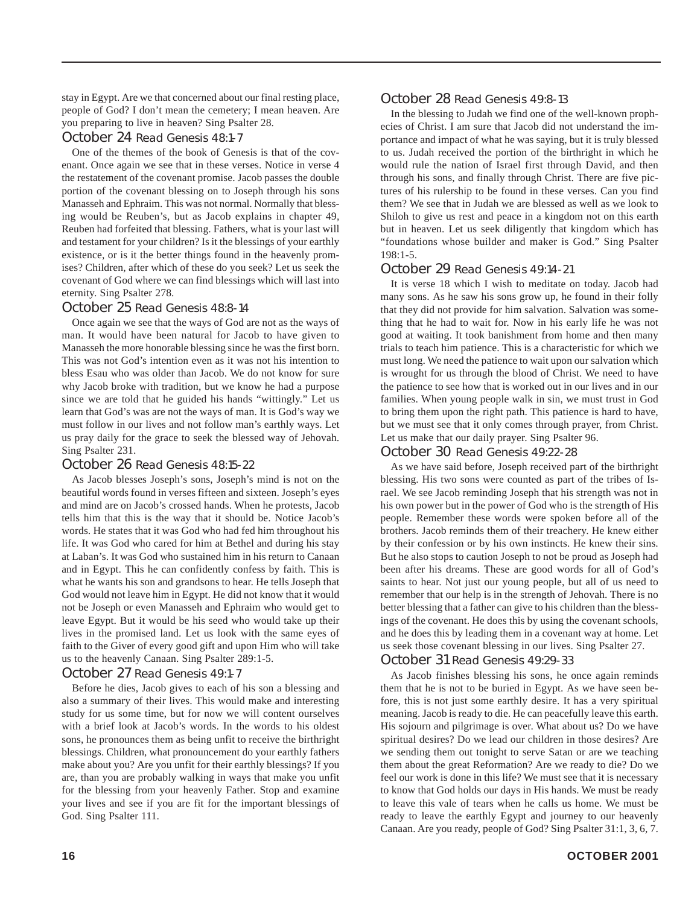stay in Egypt. Are we that concerned about our final resting place, people of God? I don't mean the cemetery; I mean heaven. Are you preparing to live in heaven? Sing Psalter 28.

### October 24 Read Genesis 48:1-7

One of the themes of the book of Genesis is that of the covenant. Once again we see that in these verses. Notice in verse 4 the restatement of the covenant promise. Jacob passes the double portion of the covenant blessing on to Joseph through his sons Manasseh and Ephraim. This was not normal. Normally that blessing would be Reuben's, but as Jacob explains in chapter 49, Reuben had forfeited that blessing. Fathers, what is your last will and testament for your children? Is it the blessings of your earthly existence, or is it the better things found in the heavenly promises? Children, after which of these do you seek? Let us seek the covenant of God where we can find blessings which will last into eternity. Sing Psalter 278.

### October 25 Read Genesis 48:8-14

Once again we see that the ways of God are not as the ways of man. It would have been natural for Jacob to have given to Manasseh the more honorable blessing since he was the first born. This was not God's intention even as it was not his intention to bless Esau who was older than Jacob. We do not know for sure why Jacob broke with tradition, but we know he had a purpose since we are told that he guided his hands "wittingly." Let us learn that God's was are not the ways of man. It is God's way we must follow in our lives and not follow man's earthly ways. Let us pray daily for the grace to seek the blessed way of Jehovah. Sing Psalter 231.

### October 26 Read Genesis 48:15-22

As Jacob blesses Joseph's sons, Joseph's mind is not on the beautiful words found in verses fifteen and sixteen. Joseph's eyes and mind are on Jacob's crossed hands. When he protests, Jacob tells him that this is the way that it should be. Notice Jacob's words. He states that it was God who had fed him throughout his life. It was God who cared for him at Bethel and during his stay at Laban's. It was God who sustained him in his return to Canaan and in Egypt. This he can confidently confess by faith. This is what he wants his son and grandsons to hear. He tells Joseph that God would not leave him in Egypt. He did not know that it would not be Joseph or even Manasseh and Ephraim who would get to leave Egypt. But it would be his seed who would take up their lives in the promised land. Let us look with the same eyes of faith to the Giver of every good gift and upon Him who will take us to the heavenly Canaan. Sing Psalter 289:1-5.

### October 27 Read Genesis 49:1-7

Before he dies, Jacob gives to each of his son a blessing and also a summary of their lives. This would make and interesting study for us some time, but for now we will content ourselves with a brief look at Jacob's words. In the words to his oldest sons, he pronounces them as being unfit to receive the birthright blessings. Children, what pronouncement do your earthly fathers make about you? Are you unfit for their earthly blessings? If you are, than you are probably walking in ways that make you unfit for the blessing from your heavenly Father. Stop and examine your lives and see if you are fit for the important blessings of God. Sing Psalter 111.

### October 28 Read Genesis 49:8-13

In the blessing to Judah we find one of the well-known prophecies of Christ. I am sure that Jacob did not understand the importance and impact of what he was saying, but it is truly blessed to us. Judah received the portion of the birthright in which he would rule the nation of Israel first through David, and then through his sons, and finally through Christ. There are five pictures of his rulership to be found in these verses. Can you find them? We see that in Judah we are blessed as well as we look to Shiloh to give us rest and peace in a kingdom not on this earth but in heaven. Let us seek diligently that kingdom which has "foundations whose builder and maker is God." Sing Psalter 198:1-5.

### October 29 Read Genesis 49:14-21

It is verse 18 which I wish to meditate on today. Jacob had many sons. As he saw his sons grow up, he found in their folly that they did not provide for him salvation. Salvation was something that he had to wait for. Now in his early life he was not good at waiting. It took banishment from home and then many trials to teach him patience. This is a characteristic for which we must long. We need the patience to wait upon our salvation which is wrought for us through the blood of Christ. We need to have the patience to see how that is worked out in our lives and in our families. When young people walk in sin, we must trust in God to bring them upon the right path. This patience is hard to have, but we must see that it only comes through prayer, from Christ. Let us make that our daily prayer. Sing Psalter 96.

### October 30 Read Genesis 49:22-28

As we have said before, Joseph received part of the birthright blessing. His two sons were counted as part of the tribes of Israel. We see Jacob reminding Joseph that his strength was not in his own power but in the power of God who is the strength of His people. Remember these words were spoken before all of the brothers. Jacob reminds them of their treachery. He knew either by their confession or by his own instincts. He knew their sins. But he also stops to caution Joseph to not be proud as Joseph had been after his dreams. These are good words for all of God's saints to hear. Not just our young people, but all of us need to remember that our help is in the strength of Jehovah. There is no better blessing that a father can give to his children than the blessings of the covenant. He does this by using the covenant schools, and he does this by leading them in a covenant way at home. Let us seek those covenant blessing in our lives. Sing Psalter 27.

### October 31 Read Genesis 49:29-33

As Jacob finishes blessing his sons, he once again reminds them that he is not to be buried in Egypt. As we have seen before, this is not just some earthly desire. It has a very spiritual meaning. Jacob is ready to die. He can peacefully leave this earth. His sojourn and pilgrimage is over. What about us? Do we have spiritual desires? Do we lead our children in those desires? Are we sending them out tonight to serve Satan or are we teaching them about the great Reformation? Are we ready to die? Do we feel our work is done in this life? We must see that it is necessary to know that God holds our days in His hands. We must be ready to leave this vale of tears when he calls us home. We must be ready to leave the earthly Egypt and journey to our heavenly Canaan. Are you ready, people of God? Sing Psalter 31:1, 3, 6, 7.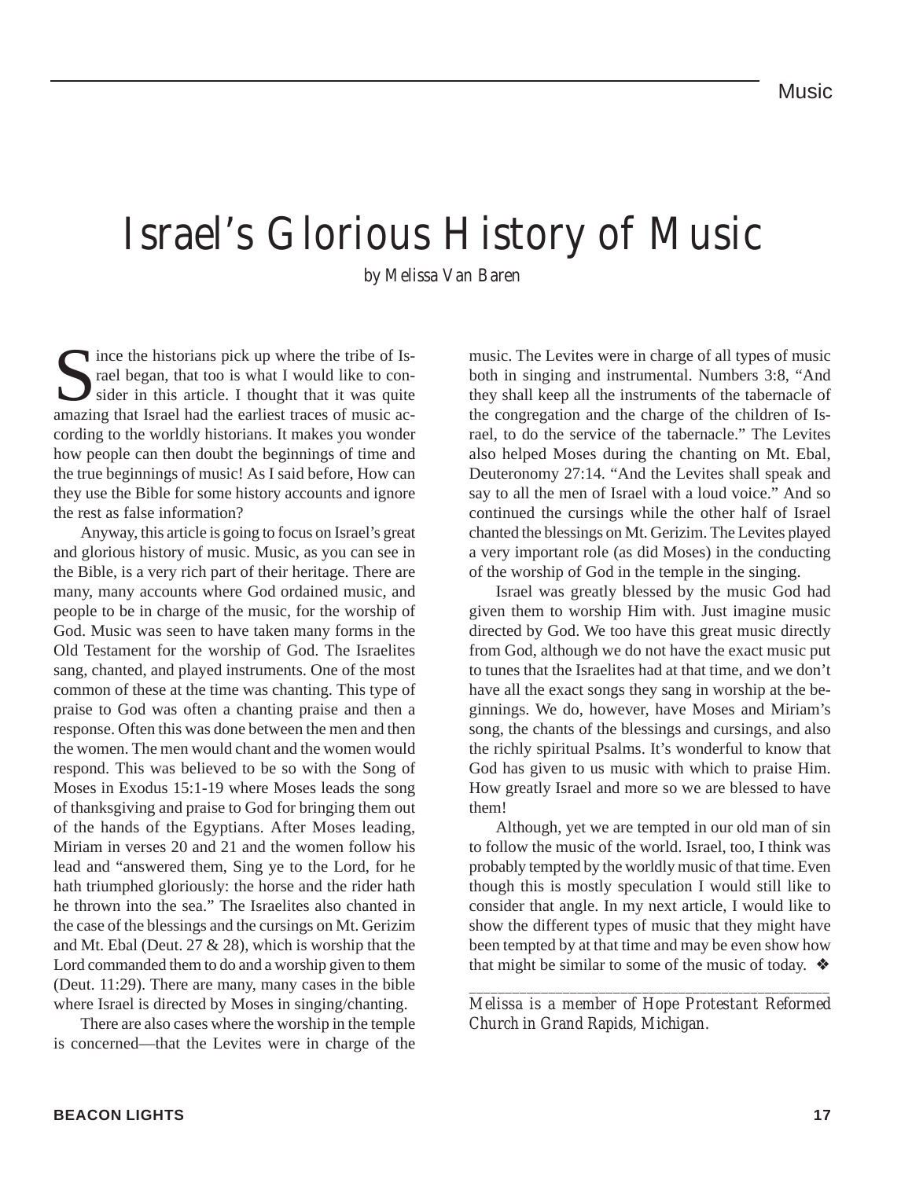# Israel's Glorious History of Music

*by Melissa Van Baren*

Since the historians pick up where the tribe of Israel began, that too is what I would like to consider in this article. I thought that it was quite amazing that Israel had the earliest traces of music according to the worldly historians. It makes you wonder how people can then doubt the beginnings of time and the true beginnings of music! As I said before, How can they use the Bible for some history accounts and ignore the rest as false information?

Anyway, this article is going to focus on Israel's great and glorious history of music. Music, as you can see in the Bible, is a very rich part of their heritage. There are many, many accounts where God ordained music, and people to be in charge of the music, for the worship of God. Music was seen to have taken many forms in the Old Testament for the worship of God. The Israelites sang, chanted, and played instruments. One of the most common of these at the time was chanting. This type of praise to God was often a chanting praise and then a response. Often this was done between the men and then the women. The men would chant and the women would respond. This was believed to be so with the Song of Moses in Exodus 15:1-19 where Moses leads the song of thanksgiving and praise to God for bringing them out of the hands of the Egyptians. After Moses leading, Miriam in verses 20 and 21 and the women follow his lead and "answered them, Sing ye to the Lord, for he hath triumphed gloriously: the horse and the rider hath he thrown into the sea." The Israelites also chanted in the case of the blessings and the cursings on Mt. Gerizim and Mt. Ebal (Deut. 27 & 28), which is worship that the Lord commanded them to do and a worship given to them (Deut. 11:29). There are many, many cases in the bible where Israel is directed by Moses in singing/chanting.

There are also cases where the worship in the temple is concerned—that the Levites were in charge of the music. The Levites were in charge of all types of music both in singing and instrumental. Numbers 3:8, "And they shall keep all the instruments of the tabernacle of the congregation and the charge of the children of Israel, to do the service of the tabernacle." The Levites also helped Moses during the chanting on Mt. Ebal, Deuteronomy 27:14. "And the Levites shall speak and say to all the men of Israel with a loud voice." And so continued the cursings while the other half of Israel chanted the blessings on Mt. Gerizim. The Levites played a very important role (as did Moses) in the conducting of the worship of God in the temple in the singing.

Israel was greatly blessed by the music God had given them to worship Him with. Just imagine music directed by God. We too have this great music directly from God, although we do not have the exact music put to tunes that the Israelites had at that time, and we don't have all the exact songs they sang in worship at the beginnings. We do, however, have Moses and Miriam's song, the chants of the blessings and cursings, and also the richly spiritual Psalms. It's wonderful to know that God has given to us music with which to praise Him. How greatly Israel and more so we are blessed to have them!

Although, yet we are tempted in our old man of sin to follow the music of the world. Israel, too, I think was probably tempted by the worldly music of that time. Even though this is mostly speculation I would still like to consider that angle. In my next article, I would like to show the different types of music that they might have been tempted by at that time and may be even show how that might be similar to some of the music of today. ❖

---

*Melissa is a member of Hope Protestant Reformed Church in Grand Rapids, Michigan.*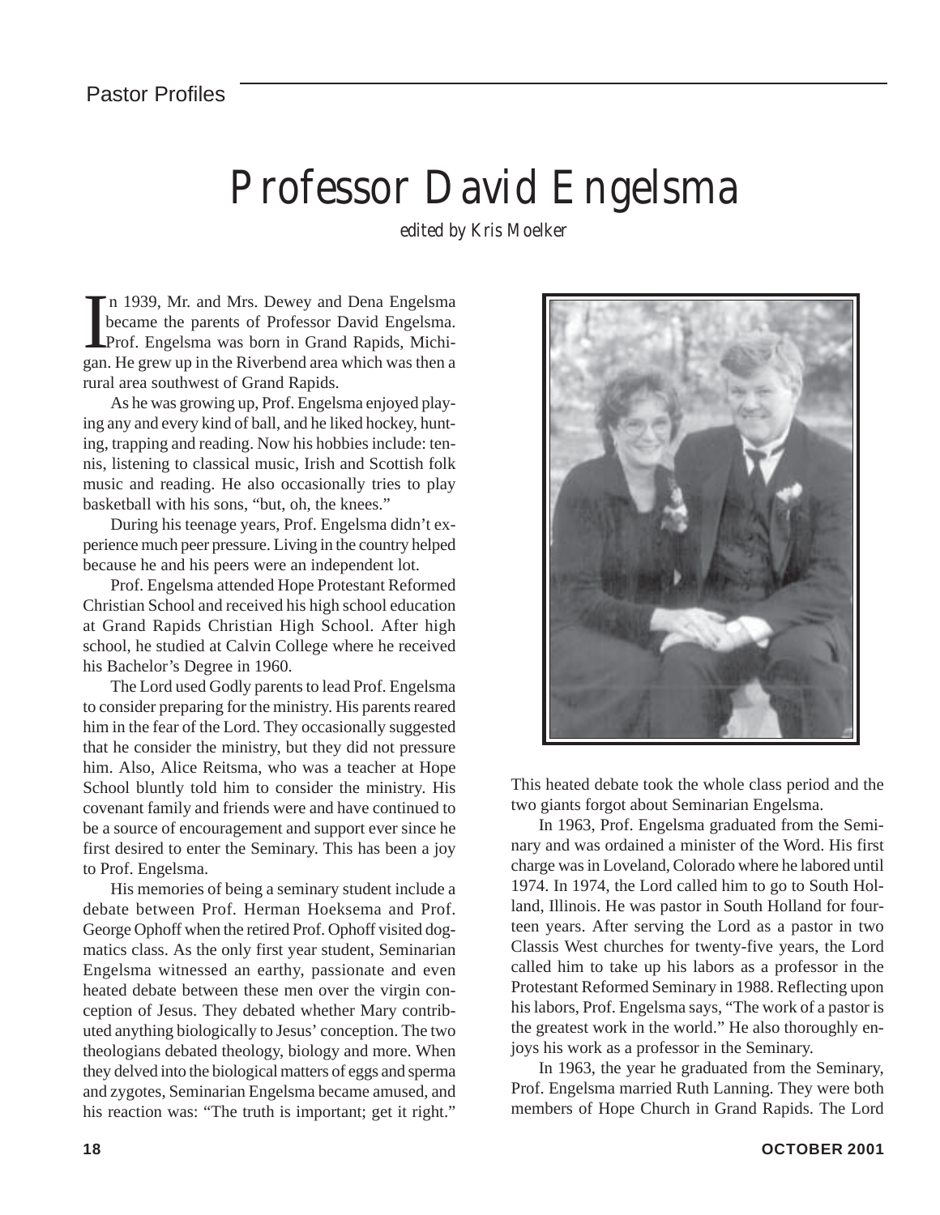# Professor David Engelsma

*edited by Kris Moelker*

In 1939, Mr. and Mrs. Dewey and Dena Engelsma became the parents of Professor David Engelsma. Prof. Engelsma was born in Grand Rapids, Michigan. He grew up in the Riverbend area which was then a rural area southwest of Grand Rapids.

As he was growing up, Prof. Engelsma enjoyed playing any and every kind of ball, and he liked hockey, hunting, trapping and reading. Now his hobbies include: tennis, listening to classical music, Irish and Scottish folk music and reading. He also occasionally tries to play basketball with his sons, "but, oh, the knees."

During his teenage years, Prof. Engelsma didn't experience much peer pressure. Living in the country helped because he and his peers were an independent lot.

Prof. Engelsma attended Hope Protestant Reformed Christian School and received his high school education at Grand Rapids Christian High School. After high school, he studied at Calvin College where he received his Bachelor's Degree in 1960.

The Lord used Godly parents to lead Prof. Engelsma to consider preparing for the ministry. His parents reared him in the fear of the Lord. They occasionally suggested that he consider the ministry, but they did not pressure him. Also, Alice Reitsma, who was a teacher at Hope School bluntly told him to consider the ministry. His covenant family and friends were and have continued to be a source of encouragement and support ever since he first desired to enter the Seminary. This has been a joy to Prof. Engelsma.

His memories of being a seminary student include a debate between Prof. Herman Hoeksema and Prof. George Ophoff when the retired Prof. Ophoff visited dogmatics class. As the only first year student, Seminarian Engelsma witnessed an earthy, passionate and even heated debate between these men over the virgin conception of Jesus. They debated whether Mary contributed anything biologically to Jesus' conception. The two theologians debated theology, biology and more. When they delved into the biological matters of eggs and sperma and zygotes, Seminarian Engelsma became amused, and his reaction was: "The truth is important; get it right." This heated debate took the whole class period and the two giants forgot about Seminarian Engelsma.

In 1963, Prof. Engelsma graduated from the Seminary and was ordained a minister of the Word. His first charge was in Loveland, Colorado where he labored until 1974. In 1974, the Lord called him to go to South Holland, Illinois. He was pastor in South Holland for fourteen years. After serving the Lord as a pastor in two Classis West churches for twenty-five years, the Lord called him to take up his labors as a professor in the Protestant Reformed Seminary in 1988. Reflecting upon his labors, Prof. Engelsma says, "The work of a pastor is the greatest work in the world." He also thoroughly enjoys his work as a professor in the Seminary.

In 1963, the year he graduated from the Seminary, Prof. Engelsma married Ruth Lanning. They were both members of Hope Church in Grand Rapids. The Lord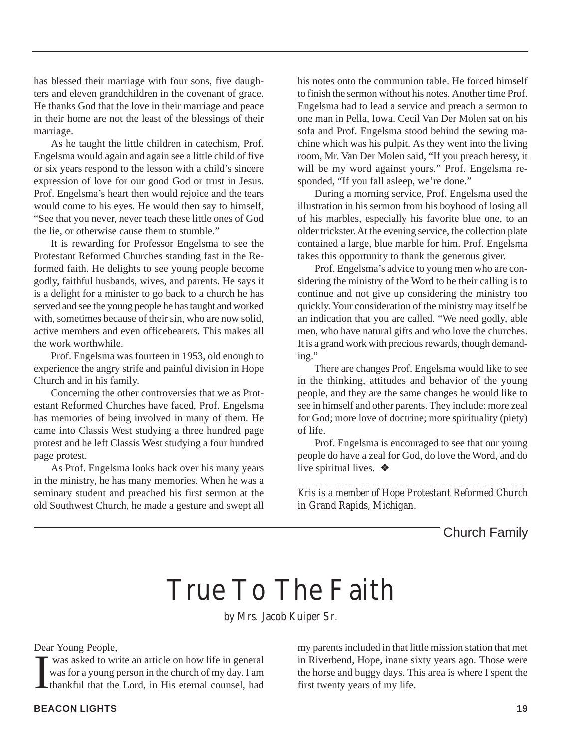has blessed their marriage with four sons, five daughters and eleven grandchildren in the covenant of grace. He thanks God that the love in their marriage and peace in their home are not the least of the blessings of their marriage.

As he taught the little children in catechism, Prof. Engelsma would again and again see a little child of five or six years respond to the lesson with a child's sincere expression of love for our good God or trust in Jesus. Prof. Engelsma's heart then would rejoice and the tears would come to his eyes. He would then say to himself, "See that you never, never teach these little ones of God the lie, or otherwise cause them to stumble."

It is rewarding for Professor Engelsma to see the Protestant Reformed Churches standing fast in the Reformed faith. He delights to see young people become godly, faithful husbands, wives, and parents. He says it is a delight for a minister to go back to a church he has served and see the young people he has taught and worked with, sometimes because of their sin, who are now solid, active members and even officebearers. This makes all the work worthwhile.

Prof. Engelsma was fourteen in 1953, old enough to experience the angry strife and painful division in Hope Church and in his family.

Concerning the other controversies that we as Protestant Reformed Churches have faced, Prof. Engelsma has memories of being involved in many of them. He came into Classis West studying a three hundred page protest and he left Classis West studying a four hundred page protest.

As Prof. Engelsma looks back over his many years in the ministry, he has many memories. When he was a seminary student and preached his first sermon at the old Southwest Church, he made a gesture and swept all his notes onto the communion table. He forced himself to finish the sermon without his notes. Another time Prof. Engelsma had to lead a service and preach a sermon to one man in Pella, Iowa. Cecil Van Der Molen sat on his sofa and Prof. Engelsma stood behind the sewing machine which was his pulpit. As they went into the living room, Mr. Van Der Molen said, "If you preach heresy, it will be my word against yours." Prof. Engelsma responded, "If you fall asleep, we're done."

During a morning service, Prof. Engelsma used the illustration in his sermon from his boyhood of losing all of his marbles, especially his favorite blue one, to an older trickster. At the evening service, the collection plate contained a large, blue marble for him. Prof. Engelsma takes this opportunity to thank the generous giver.

Prof. Engelsma's advice to young men who are considering the ministry of the Word to be their calling is to continue and not give up considering the ministry too quickly. Your consideration of the ministry may itself be an indication that you are called. "We need godly, able men, who have natural gifts and who love the churches. It is a grand work with precious rewards, though demanding."

There are changes Prof. Engelsma would like to see in the thinking, attitudes and behavior of the young people, and they are the same changes he would like to see in himself and other parents. They include: more zeal for God; more love of doctrine; more spirituality (piety) of life.

Prof. Engelsma is encouraged to see that our young people do have a zeal for God, do love the Word, and do live spiritual lives. ❖

---

*Kris is a member of Hope Protestant Reformed Church in Grand Rapids, Michigan.*

Church Family

# True To The Faith

*by Mrs. Jacob Kuiper Sr.*

Dear Young People,

I was asked to write an article on how life in general was for a young person in the church of my day. I am thankful that the Lord, in His eternal counsel, had my parents included in that little mission station that met in Riverbend, Hope, inane sixty years ago. Those were the horse and buggy days. This area is where I spent the first twenty years of my life.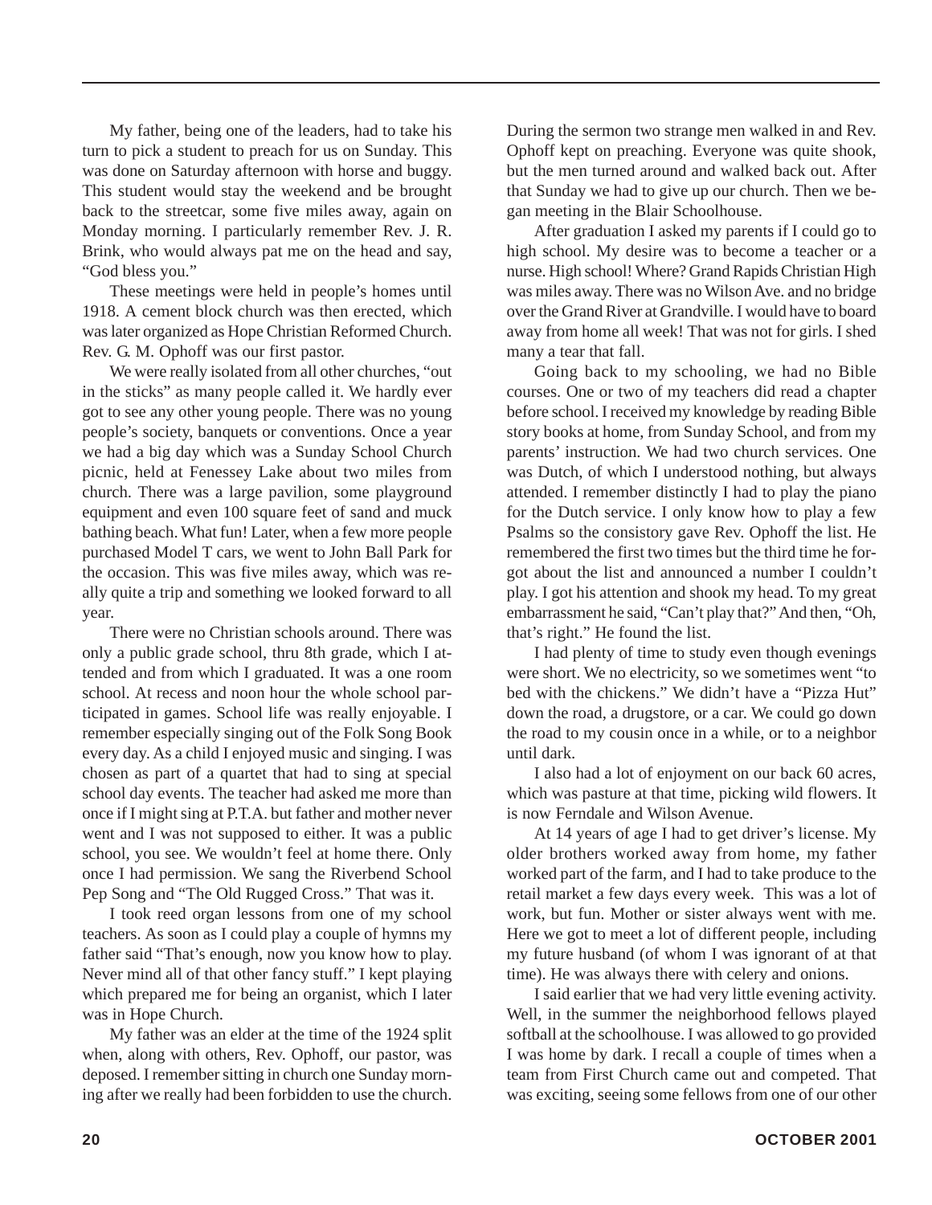My father, being one of the leaders, had to take his turn to pick a student to preach for us on Sunday. This was done on Saturday afternoon with horse and buggy. This student would stay the weekend and be brought back to the streetcar, some five miles away, again on Monday morning. I particularly remember Rev. J. R. Brink, who would always pat me on the head and say, "God bless you."

These meetings were held in people's homes until 1918. A cement block church was then erected, which was later organized as Hope Christian Reformed Church. Rev. G. M. Ophoff was our first pastor.

We were really isolated from all other churches, "out in the sticks" as many people called it. We hardly ever got to see any other young people. There was no young people's society, banquets or conventions. Once a year we had a big day which was a Sunday School Church picnic, held at Fenessey Lake about two miles from church. There was a large pavilion, some playground equipment and even 100 square feet of sand and muck bathing beach. What fun! Later, when a few more people purchased Model T cars, we went to John Ball Park for the occasion. This was five miles away, which was really quite a trip and something we looked forward to all year.

There were no Christian schools around. There was only a public grade school, thru 8th grade, which I attended and from which I graduated. It was a one room school. At recess and noon hour the whole school participated in games. School life was really enjoyable. I remember especially singing out of the Folk Song Book every day. As a child I enjoyed music and singing. I was chosen as part of a quartet that had to sing at special school day events. The teacher had asked me more than once if I might sing at P.T.A. but father and mother never went and I was not supposed to either. It was a public school, you see. We wouldn't feel at home there. Only once I had permission. We sang the Riverbend School Pep Song and "The Old Rugged Cross." That was it.

I took reed organ lessons from one of my school teachers. As soon as I could play a couple of hymns my father said "That's enough, now you know how to play. Never mind all of that other fancy stuff." I kept playing which prepared me for being an organist, which I later was in Hope Church.

My father was an elder at the time of the 1924 split when, along with others, Rev. Ophoff, our pastor, was deposed. I remember sitting in church one Sunday morning after we really had been forbidden to use the church. During the sermon two strange men walked in and Rev. Ophoff kept on preaching. Everyone was quite shook, but the men turned around and walked back out. After that Sunday we had to give up our church. Then we began meeting in the Blair Schoolhouse.

After graduation I asked my parents if I could go to high school. My desire was to become a teacher or a nurse. High school! Where? Grand Rapids Christian High was miles away. There was no Wilson Ave. and no bridge over the Grand River at Grandville. I would have to board away from home all week! That was not for girls. I shed many a tear that fall.

Going back to my schooling, we had no Bible courses. One or two of my teachers did read a chapter before school. I received my knowledge by reading Bible story books at home, from Sunday School, and from my parents' instruction. We had two church services. One was Dutch, of which I understood nothing, but always attended. I remember distinctly I had to play the piano for the Dutch service. I only know how to play a few Psalms so the consistory gave Rev. Ophoff the list. He remembered the first two times but the third time he forgot about the list and announced a number I couldn't play. I got his attention and shook my head. To my great embarrassment he said, "Can't play that?" And then, "Oh, that's right." He found the list.

I had plenty of time to study even though evenings were short. We no electricity, so we sometimes went "to bed with the chickens." We didn't have a "Pizza Hut" down the road, a drugstore, or a car. We could go down the road to my cousin once in a while, or to a neighbor until dark.

I also had a lot of enjoyment on our back 60 acres, which was pasture at that time, picking wild flowers. It is now Ferndale and Wilson Avenue.

At 14 years of age I had to get driver's license. My older brothers worked away from home, my father worked part of the farm, and I had to take produce to the retail market a few days every week. This was a lot of work, but fun. Mother or sister always went with me. Here we got to meet a lot of different people, including my future husband (of whom I was ignorant of at that time). He was always there with celery and onions.

I said earlier that we had very little evening activity. Well, in the summer the neighborhood fellows played softball at the schoolhouse. I was allowed to go provided I was home by dark. I recall a couple of times when a team from First Church came out and competed. That was exciting, seeing some fellows from one of our other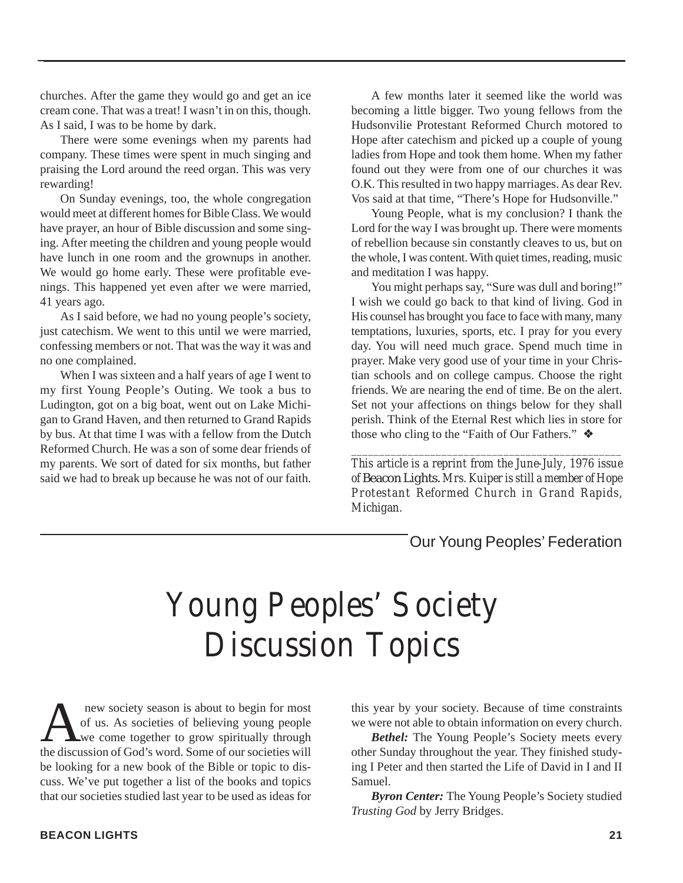churches. After the game they would go and get an ice cream cone. That was a treat! I wasn't in on this, though. As I said, I was to be home by dark.

There were some evenings when my parents had company. These times were spent in much singing and praising the Lord around the reed organ. This was very rewarding!

On Sunday evenings, too, the whole congregation would meet at different homes for Bible Class. We would have prayer, an hour of Bible discussion and some singing. After meeting the children and young people would have lunch in one room and the grownups in another. We would go home early. These were profitable evenings. This happened yet even after we were married, 41 years ago.

As I said before, we had no young people's society, just catechism. We went to this until we were married, confessing members or not. That was the way it was and no one complained.

When I was sixteen and a half years of age I went to my first Young People's Outing. We took a bus to Ludington, got on a big boat, went out on Lake Michigan to Grand Haven, and then returned to Grand Rapids by bus. At that time I was with a fellow from the Dutch Reformed Church. He was a son of some dear friends of my parents. We sort of dated for six months, but father said we had to break up because he was not of our faith.

A few months later it seemed like the world was becoming a little bigger. Two young fellows from the Hudsonvilie Protestant Reformed Church motored to Hope after catechism and picked up a couple of young ladies from Hope and took them home. When my father found out they were from one of our churches it was O.K. This resulted in two happy marriages. As dear Rev. Vos said at that time, "There's Hope for Hudsonville."

Young People, what is my conclusion? I thank the Lord for the way I was brought up. There were moments of rebellion because sin constantly cleaves to us, but on the whole, I was content. With quiet times, reading, music and meditation I was happy.

You might perhaps say, "Sure was dull and boring!" I wish we could go back to that kind of living. God in His counsel has brought you face to face with many, many temptations, luxuries, sports, etc. I pray for you every day. You will need much grace. Spend much time in prayer. Make very good use of your time in your Christian schools and on college campus. Choose the right friends. We are nearing the end of time. Be on the alert. Set not your affections on things below for they shall perish. Think of the Eternal Rest which lies in store for those who cling to the "Faith of Our Fathers." ❖

---

*This article is a reprint from the June-July, 1976 issue of Beacon Lights. Mrs. Kuiper is still a member of Hope Protestant Reformed Church in Grand Rapids, Michigan.*

Our Young Peoples' Federation

# Young Peoples' Society Discussion Topics

A new society season is about to begin for most of us. As societies of believing young people we come together to grow spiritually through the discussion of God's word. Some of our societies will be looking for a new book of the Bible or topic to discuss. We've put together a list of the books and topics that our societies studied last year to be used as ideas for this year by your society. Because of time constraints we were not able to obtain information on every church.

***Bethel:*** The Young People's Society meets every other Sunday throughout the year. They finished studying I Peter and then started the Life of David in I and II Samuel.

***Byron Center:*** The Young People's Society studied *Trusting God* by Jerry Bridges.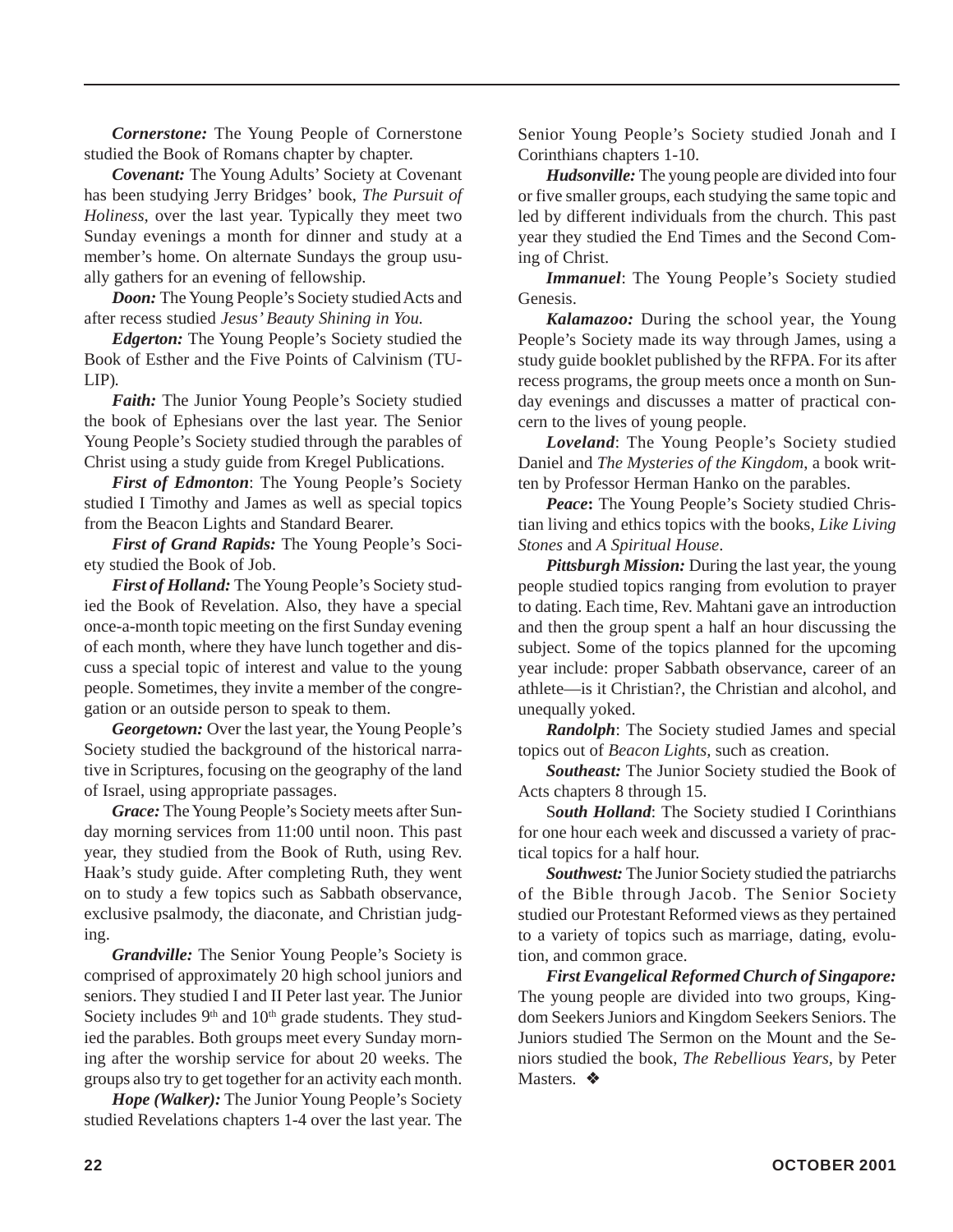***Cornerstone:*** The Young People of Cornerstone studied the Book of Romans chapter by chapter.

***Covenant:*** The Young Adults' Society at Covenant has been studying Jerry Bridges' book, *The Pursuit of Holiness,* over the last year. Typically they meet two Sunday evenings a month for dinner and study at a member's home. On alternate Sundays the group usually gathers for an evening of fellowship.

***Doon:*** The Young People's Society studied Acts and after recess studied *Jesus' Beauty Shining in You.*

***Edgerton:*** The Young People's Society studied the Book of Esther and the Five Points of Calvinism (TULIP).

***Faith:*** The Junior Young People's Society studied the book of Ephesians over the last year. The Senior Young People's Society studied through the parables of Christ using a study guide from Kregel Publications.

***First of Edmonton***: The Young People's Society studied I Timothy and James as well as special topics from the Beacon Lights and Standard Bearer.

***First of Grand Rapids:*** The Young People's Society studied the Book of Job.

***First of Holland:*** The Young People's Society studied the Book of Revelation. Also, they have a special once-a-month topic meeting on the first Sunday evening of each month, where they have lunch together and discuss a special topic of interest and value to the young people. Sometimes, they invite a member of the congregation or an outside person to speak to them.

***Georgetown:*** Over the last year, the Young People's Society studied the background of the historical narrative in Scriptures, focusing on the geography of the land of Israel, using appropriate passages.

***Grace:*** The Young People's Society meets after Sunday morning services from 11:00 until noon. This past year, they studied from the Book of Ruth, using Rev. Haak's study guide. After completing Ruth, they went on to study a few topics such as Sabbath observance, exclusive psalmody, the diaconate, and Christian judging.

***Grandville:*** The Senior Young People's Society is comprised of approximately 20 high school juniors and seniors. They studied I and II Peter last year. The Junior Society includes 9th and 10th grade students. They studied the parables. Both groups meet every Sunday morning after the worship service for about 20 weeks. The groups also try to get together for an activity each month.

***Hope (Walker):*** The Junior Young People's Society studied Revelations chapters 1-4 over the last year. The Senior Young People's Society studied Jonah and I Corinthians chapters 1-10.

***Hudsonville:*** The young people are divided into four or five smaller groups, each studying the same topic and led by different individuals from the church. This past year they studied the End Times and the Second Coming of Christ.

***Immanuel***: The Young People's Society studied Genesis.

***Kalamazoo:*** During the school year, the Young People's Society made its way through James, using a study guide booklet published by the RFPA. For its after recess programs, the group meets once a month on Sunday evenings and discusses a matter of practical concern to the lives of young people.

***Loveland***: The Young People's Society studied Daniel and *The Mysteries of the Kingdom,* a book written by Professor Herman Hanko on the parables.

***Peace*****:** The Young People's Society studied Christian living and ethics topics with the books, *Like Living Stones* and *A Spiritual House*.

***Pittsburgh Mission:*** During the last year, the young people studied topics ranging from evolution to prayer to dating. Each time, Rev. Mahtani gave an introduction and then the group spent a half an hour discussing the subject. Some of the topics planned for the upcoming year include: proper Sabbath observance, career of an athlete—is it Christian?, the Christian and alcohol, and unequally yoked.

***Randolph***: The Society studied James and special topics out of *Beacon Lights,* such as creation.

***Southeast:*** The Junior Society studied the Book of Acts chapters 8 through 15.

S***outh Holland***: The Society studied I Corinthians for one hour each week and discussed a variety of practical topics for a half hour.

***Southwest:*** The Junior Society studied the patriarchs of the Bible through Jacob. The Senior Society studied our Protestant Reformed views as they pertained to a variety of topics such as marriage, dating, evolution, and common grace.

***First Evangelical Reformed Church of Singapore:*** The young people are divided into two groups, Kingdom Seekers Juniors and Kingdom Seekers Seniors. The Juniors studied The Sermon on the Mount and the Seniors studied the book, *The Rebellious Years,* by Peter Masters. ❖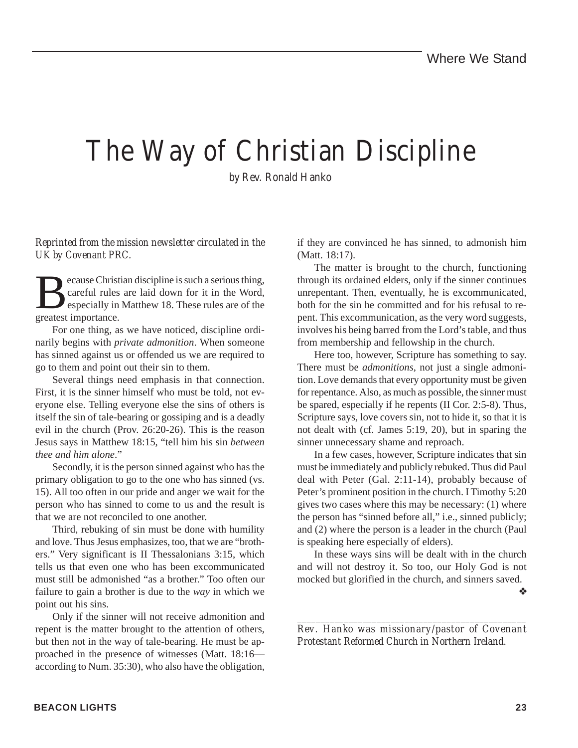Where We Stand

# The Way of Christian Discipline

by Rev. Ronald Hanko

*Reprinted from the mission newsletter circulated in the UK by Covenant PRC.*

Because Christian discipline is such a serious thing, careful rules are laid down for it in the Word, especially in Matthew 18. These rules are of the greatest importance.

For one thing, as we have noticed, discipline ordinarily begins with *private admonition*. When someone has sinned against us or offended us we are required to go to them and point out their sin to them.

Several things need emphasis in that connection. First, it is the sinner himself who must be told, not everyone else. Telling everyone else the sins of others is itself the sin of tale-bearing or gossiping and is a deadly evil in the church (Prov. 26:20-26). This is the reason Jesus says in Matthew 18:15, "tell him his sin *between thee and him alone*."

Secondly, it is the person sinned against who has the primary obligation to go to the one who has sinned (vs. 15). All too often in our pride and anger we wait for the person who has sinned to come to us and the result is that we are not reconciled to one another.

Third, rebuking of sin must be done with humility and love. Thus Jesus emphasizes, too, that we are "brothers." Very significant is II Thessalonians 3:15, which tells us that even one who has been excommunicated must still be admonished "as a brother." Too often our failure to gain a brother is due to the *way* in which we point out his sins.

Only if the sinner will not receive admonition and repent is the matter brought to the attention of others, but then not in the way of tale-bearing. He must be approached in the presence of witnesses (Matt. 18:16—according to Num. 35:30), who also have the obligation, if they are convinced he has sinned, to admonish him (Matt. 18:17).

The matter is brought to the church, functioning through its ordained elders, only if the sinner continues unrepentant. Then, eventually, he is excommunicated, both for the sin he committed and for his refusal to repent. This excommunication, as the very word suggests, involves his being barred from the Lord's table, and thus from membership and fellowship in the church.

Here too, however, Scripture has something to say. There must be *admonitions*, not just a single admonition. Love demands that every opportunity must be given for repentance. Also, as much as possible, the sinner must be spared, especially if he repents (II Cor. 2:5-8). Thus, Scripture says, love covers sin, not to hide it, so that it is not dealt with (cf. James 5:19, 20), but in sparing the sinner unnecessary shame and reproach.

In a few cases, however, Scripture indicates that sin must be immediately and publicly rebuked. Thus did Paul deal with Peter (Gal. 2:11-14), probably because of Peter's prominent position in the church. I Timothy 5:20 gives two cases where this may be necessary: (1) where the person has "sinned before all," i.e., sinned publicly; and (2) where the person is a leader in the church (Paul is speaking here especially of elders).

In these ways sins will be dealt with in the church and will not destroy it. So too, our Holy God is not mocked but glorified in the church, and sinners saved.

❖

---

*Rev. Hanko was missionary/pastor of Covenant Protestant Reformed Church in Northern Ireland.*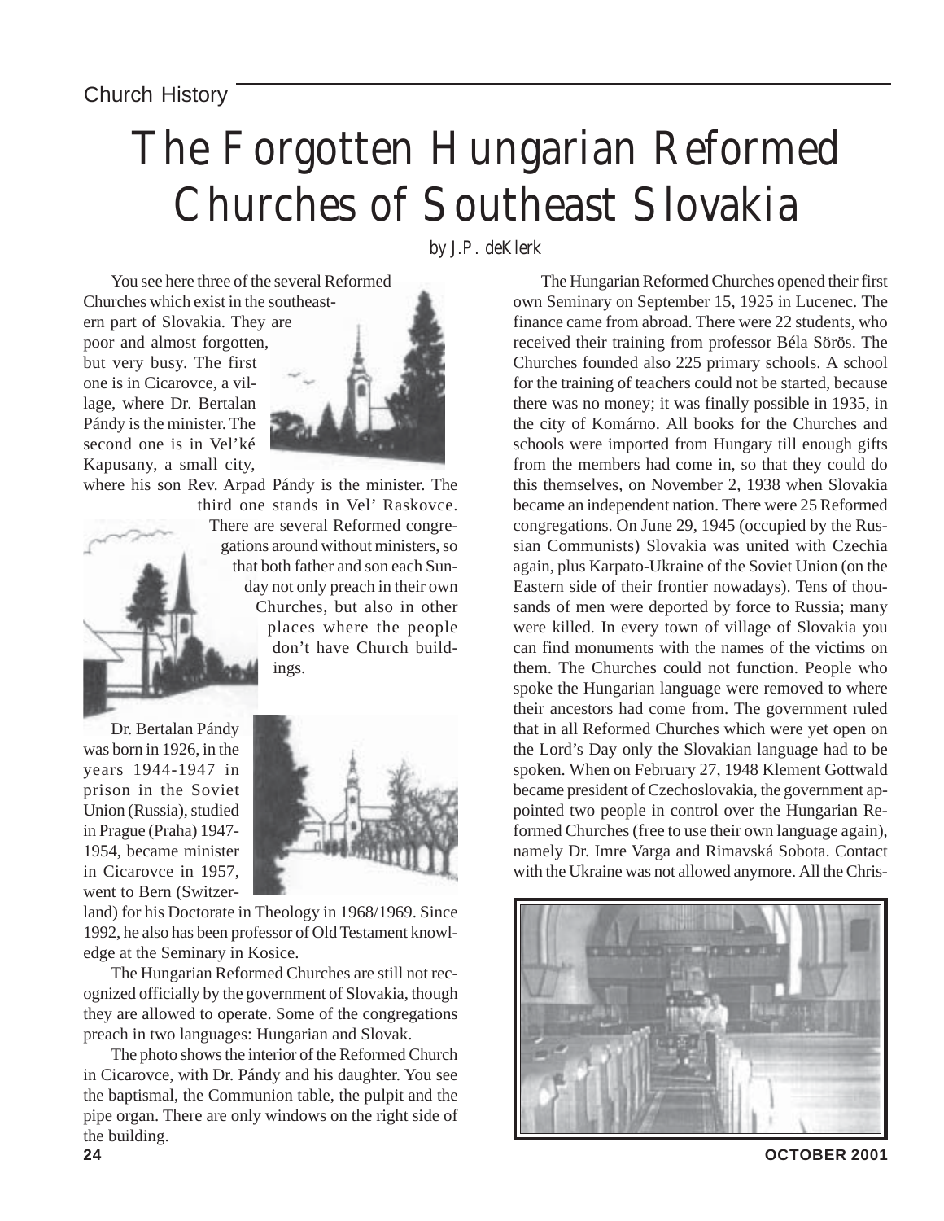Church History

# The Forgotten Hungarian Reformed Churches of Southeast Slovakia

*by J.P. deKlerk*

You see here three of the several Reformed Churches which exist in the southeastern part of Slovakia. They are poor and almost forgotten, but very busy. The first one is in Cicarovce, a village, where Dr. Bertalan Pándy is the minister. The second one is in Vel'ké Kapusany, a small city, where his son Rev. Arpad Pándy is the minister. The third one stands in Vel' Raskovce. There are several Reformed congregations around without ministers, so that both father and son each Sunday not only preach in their own Churches, but also in other places where the people don't have Church buildings.

Dr. Bertalan Pándy was born in 1926, in the years 1944-1947 in prison in the Soviet Union (Russia), studied in Prague (Praha) 1947-1954, became minister in Cicarovce in 1957, went to Bern (Switzerland) for his Doctorate in Theology in 1968/1969. Since 1992, he also has been professor of Old Testament knowledge at the Seminary in Kosice.

The Hungarian Reformed Churches are still not recognized officially by the government of Slovakia, though they are allowed to operate. Some of the congregations preach in two languages: Hungarian and Slovak.

The photo shows the interior of the Reformed Church in Cicarovce, with Dr. Pándy and his daughter. You see the baptismal, the Communion table, the pulpit and the pipe organ. There are only windows on the right side of the building.

The Hungarian Reformed Churches opened their first own Seminary on September 15, 1925 in Lucenec. The finance came from abroad. There were 22 students, who received their training from professor Béla Sörös. The Churches founded also 225 primary schools. A school for the training of teachers could not be started, because there was no money; it was finally possible in 1935, in the city of Komárno. All books for the Churches and schools were imported from Hungary till enough gifts from the members had come in, so that they could do this themselves, on November 2, 1938 when Slovakia became an independent nation. There were 25 Reformed congregations. On June 29, 1945 (occupied by the Russian Communists) Slovakia was united with Czechia again, plus Karpato-Ukraine of the Soviet Union (on the Eastern side of their frontier nowadays). Tens of thousands of men were deported by force to Russia; many were killed. In every town of village of Slovakia you can find monuments with the names of the victims on them. The Churches could not function. People who spoke the Hungarian language were removed to where their ancestors had come from. The government ruled that in all Reformed Churches which were yet open on the Lord's Day only the Slovakian language had to be spoken. When on February 27, 1948 Klement Gottwald became president of Czechoslovakia, the government appointed two people in control over the Hungarian Reformed Churches (free to use their own language again), namely Dr. Imre Varga and Rimavská Sobota. Contact with the Ukraine was not allowed anymore. All the Chris-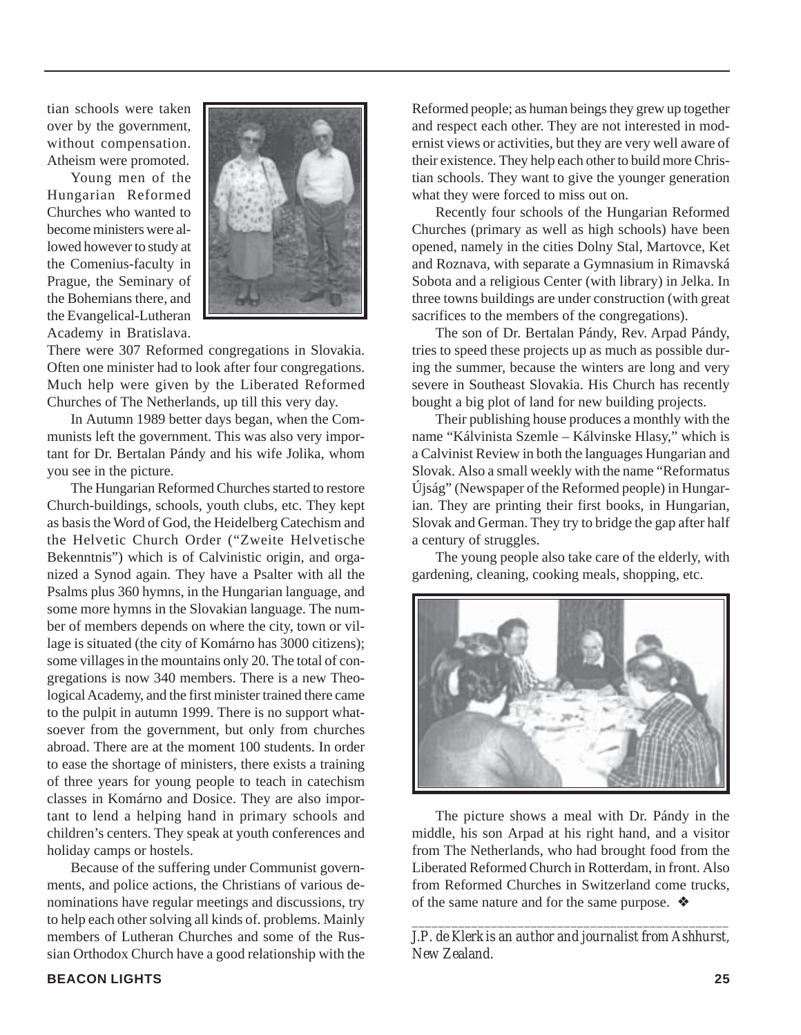tian schools were taken over by the government, without compensation. Atheism were promoted.

Young men of the Hungarian Reformed Churches who wanted to become ministers were allowed however to study at the Comenius-faculty in Prague, the Seminary of the Bohemians there, and the Evangelical-Lutheran Academy in Bratislava. There were 307 Reformed congregations in Slovakia. Often one minister had to look after four congregations. Much help were given by the Liberated Reformed Churches of The Netherlands, up till this very day.

In Autumn 1989 better days began, when the Communists left the government. This was also very important for Dr. Bertalan Pándy and his wife Jolika, whom you see in the picture.

The Hungarian Reformed Churches started to restore Church-buildings, schools, youth clubs, etc. They kept as basis the Word of God, the Heidelberg Catechism and the Helvetic Church Order ("Zweite Helvetische Bekenntnis") which is of Calvinistic origin, and organized a Synod again. They have a Psalter with all the Psalms plus 360 hymns, in the Hungarian language, and some more hymns in the Slovakian language. The number of members depends on where the city, town or village is situated (the city of Komárno has 3000 citizens); some villages in the mountains only 20. The total of congregations is now 340 members. There is a new Theological Academy, and the first minister trained there came to the pulpit in autumn 1999. There is no support whatsoever from the government, but only from churches abroad. There are at the moment 100 students. In order to ease the shortage of ministers, there exists a training of three years for young people to teach in catechism classes in Komárno and Dosice. They are also important to lend a helping hand in primary schools and children's centers. They speak at youth conferences and holiday camps or hostels.

Because of the suffering under Communist governments, and police actions, the Christians of various denominations have regular meetings and discussions, try to help each other solving all kinds of. problems. Mainly members of Lutheran Churches and some of the Russian Orthodox Church have a good relationship with the Reformed people; as human beings they grew up together and respect each other. They are not interested in modernist views or activities, but they are very well aware of their existence. They help each other to build more Christian schools. They want to give the younger generation what they were forced to miss out on.

Recently four schools of the Hungarian Reformed Churches (primary as well as high schools) have been opened, namely in the cities Dolny Stal, Martovce, Ket and Roznava, with separate a Gymnasium in Rimavská Sobota and a religious Center (with library) in Jelka. In three towns buildings are under construction (with great sacrifices to the members of the congregations).

The son of Dr. Bertalan Pándy, Rev. Arpad Pándy, tries to speed these projects up as much as possible during the summer, because the winters are long and very severe in Southeast Slovakia. His Church has recently bought a big plot of land for new building projects.

Their publishing house produces a monthly with the name "Kálvinista Szemle – Kálvinske Hlasy," which is a Calvinist Review in both the languages Hungarian and Slovak. Also a small weekly with the name "Reformatus Újság" (Newspaper of the Reformed people) in Hungarian. They are printing their first books, in Hungarian, Slovak and German. They try to bridge the gap after half a century of struggles.

The young people also take care of the elderly, with gardening, cleaning, cooking meals, shopping, etc.

The picture shows a meal with Dr. Pándy in the middle, his son Arpad at his right hand, and a visitor from The Netherlands, who had brought food from the Liberated Reformed Church in Rotterdam, in front. Also from Reformed Churches in Switzerland come trucks, of the same nature and for the same purpose. ❖

---

*J.P. de Klerk is an author and journalist from Ashhurst, New Zealand.*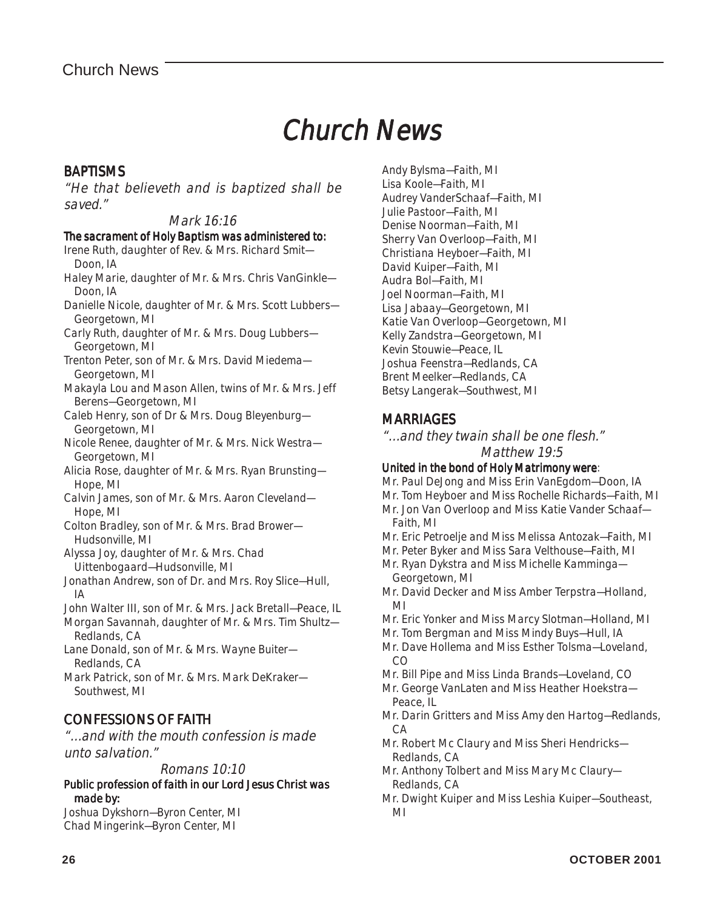# Church News

## BAPTISMS

*"He that believeth and is baptized shall be saved."*

*Mark 16:16*

**The sacrament of Holy Baptism was administered to:**

Irene Ruth, daughter of Rev. & Mrs. Richard Smit—Doon, IA
Haley Marie, daughter of Mr. & Mrs. Chris VanGinkle—Doon, IA
Danielle Nicole, daughter of Mr. & Mrs. Scott Lubbers—Georgetown, MI
Carly Ruth, daughter of Mr. & Mrs. Doug Lubbers—Georgetown, MI
Trenton Peter, son of Mr. & Mrs. David Miedema—Georgetown, MI
Makayla Lou and Mason Allen, twins of Mr. & Mrs. Jeff Berens—Georgetown, MI
Caleb Henry, son of Dr & Mrs. Doug Bleyenburg—Georgetown, MI
Nicole Renee, daughter of Mr. & Mrs. Nick Westra—Georgetown, MI
Alicia Rose, daughter of Mr. & Mrs. Ryan Brunsting—Hope, MI
Calvin James, son of Mr. & Mrs. Aaron Cleveland—Hope, MI
Colton Bradley, son of Mr. & Mrs. Brad Brower—Hudsonville, MI
Alyssa Joy, daughter of Mr. & Mrs. Chad Uittenbogaard—Hudsonville, MI
Jonathan Andrew, son of Dr. and Mrs. Roy Slice—Hull, IA
John Walter III, son of Mr. & Mrs. Jack Bretall—Peace, IL
Morgan Savannah, daughter of Mr. & Mrs. Tim Shultz—Redlands, CA
Lane Donald, son of Mr. & Mrs. Wayne Buiter—Redlands, CA
Mark Patrick, son of Mr. & Mrs. Mark DeKraker—Southwest, MI

## CONFESSIONS OF FAITH

*"...and with the mouth confession is made unto salvation."*

*Romans 10:10*

**Public profession of faith in our Lord Jesus Christ was made by:**

Joshua Dykshorn—Byron Center, MI
Chad Mingerink—Byron Center, MI
Andy Bylsma—Faith, MI
Lisa Koole—Faith, MI
Audrey VanderSchaaf—Faith, MI
Julie Pastoor—Faith, MI
Denise Noorman—Faith, MI
Sherry Van Overloop—Faith, MI
Christiana Heyboer—Faith, MI
David Kuiper—Faith, MI
Audra Bol—Faith, MI
Joel Noorman—Faith, MI
Lisa Jabaay—Georgetown, MI
Katie Van Overloop—Georgetown, MI
Kelly Zandstra—Georgetown, MI
Kevin Stouwie—Peace, IL
Joshua Feenstra—Redlands, CA
Brent Meelker—Redlands, CA
Betsy Langerak—Southwest, MI

## MARRIAGES

*"...and they twain shall be one flesh."*

*Matthew 19:5*

**United in the bond of Holy Matrimony were**:

Mr. Paul DeJong and Miss Erin VanEgdom—Doon, IA
Mr. Tom Heyboer and Miss Rochelle Richards—Faith, MI
Mr. Jon Van Overloop and Miss Katie Vander Schaaf—Faith, MI
Mr. Eric Petroelje and Miss Melissa Antozak—Faith, MI
Mr. Peter Byker and Miss Sara Velthouse—Faith, MI
Mr. Ryan Dykstra and Miss Michelle Kamminga—Georgetown, MI
Mr. David Decker and Miss Amber Terpstra—Holland, MI
Mr. Eric Yonker and Miss Marcy Slotman—Holland, MI
Mr. Tom Bergman and Miss Mindy Buys—Hull, IA
Mr. Dave Hollema and Miss Esther Tolsma—Loveland, CO
Mr. Bill Pipe and Miss Linda Brands—Loveland, CO
Mr. George VanLaten and Miss Heather Hoekstra—Peace, IL
Mr. Darin Gritters and Miss Amy den Hartog—Redlands, CA
Mr. Robert Mc Claury and Miss Sheri Hendricks—Redlands, CA
Mr. Anthony Tolbert and Miss Mary Mc Claury—Redlands, CA
Mr. Dwight Kuiper and Miss Leshia Kuiper—Southeast, MI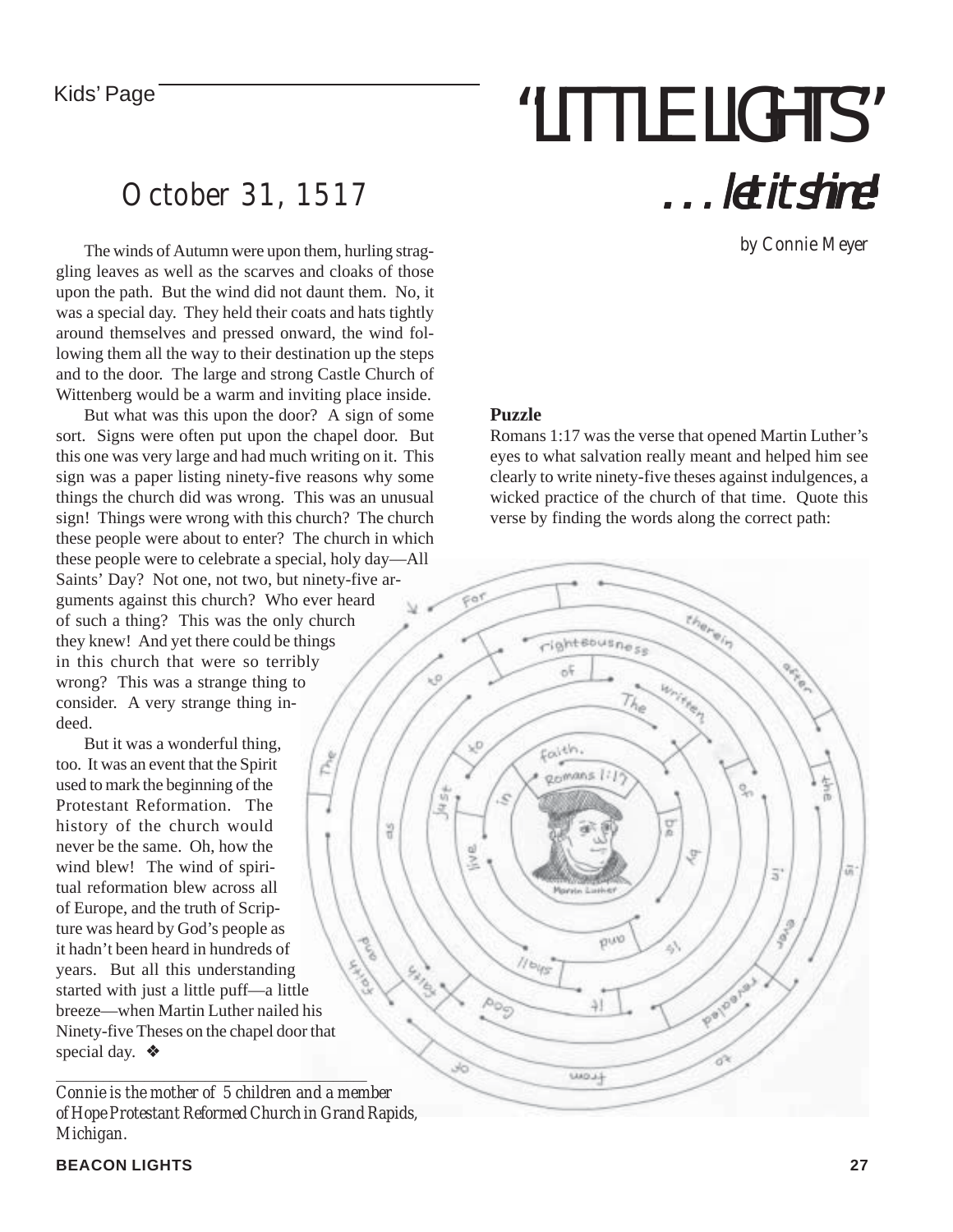Kids' Page

# "LITTLE LIGHTS"

## . . . let it shine!

*by Connie Meyer*

## October 31, 1517

The winds of Autumn were upon them, hurling straggling leaves as well as the scarves and cloaks of those upon the path. But the wind did not daunt them. No, it was a special day. They held their coats and hats tightly around themselves and pressed onward, the wind following them all the way to their destination up the steps and to the door. The large and strong Castle Church of Wittenberg would be a warm and inviting place inside.

But what was this upon the door? A sign of some sort. Signs were often put upon the chapel door. But this one was very large and had much writing on it. This sign was a paper listing ninety-five reasons why some things the church did was wrong. This was an unusual sign! Things were wrong with this church? The church these people were about to enter? The church in which these people were to celebrate a special, holy day—All Saints' Day? Not one, not two, but ninety-five arguments against this church? Who ever heard of such a thing? This was the only church they knew! And yet there could be things in this church that were so terribly wrong? This was a strange thing to consider. A very strange thing indeed.

But it was a wonderful thing, too. It was an event that the Spirit used to mark the beginning of the Protestant Reformation. The history of the church would never be the same. Oh, how the wind blew! The wind of spiritual reformation blew across all of Europe, and the truth of Scripture was heard by God's people as it hadn't been heard in hundreds of years. But all this understanding started with just a little puff—a little breeze—when Martin Luther nailed his Ninety-five Theses on the chapel door that special day. ❖

*Connie is the mother of 5 children and a member of Hope Protestant Reformed Church in Grand Rapids, Michigan.*

**Puzzle**

Romans 1:17 was the verse that opened Martin Luther's eyes to what salvation really meant and helped him see clearly to write ninety-five theses against indulgences, a wicked practice of the church of that time. Quote this verse by finding the words along the correct path:

For therein after the is righteousness of written The to to of in ever revealed to faith. Romans 1:17 just in be by as The live and is shall faith and faith God it of from

Martin Luther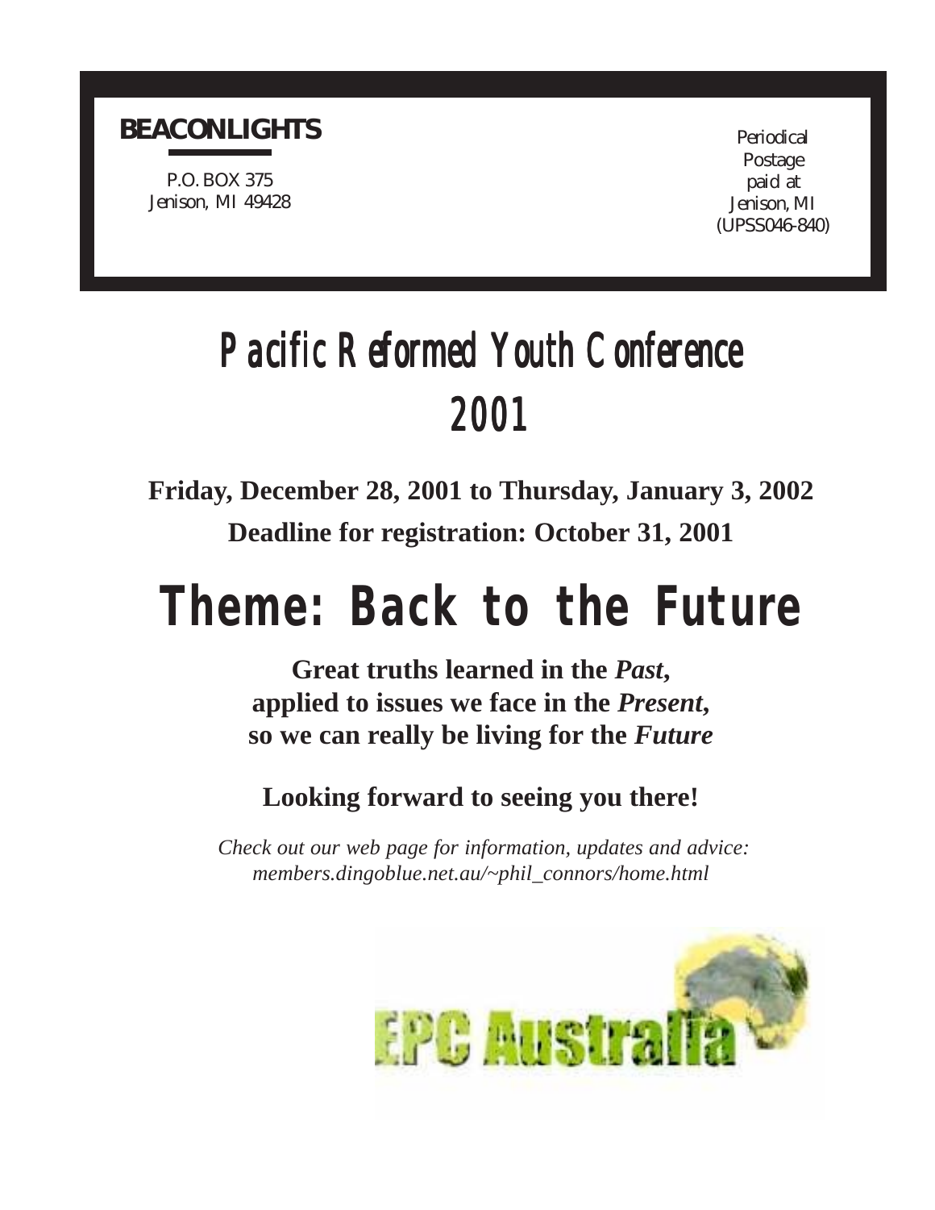**BEACONLIGHTS**

P.O. BOX 375
Jenison, MI 49428

Periodical
Postage
paid at
Jenison, MI
(UPSS046-840)

# Pacific Reformed Youth Conference 2001

**Friday, December 28, 2001 to Thursday, January 3, 2002**

**Deadline for registration: October 31, 2001**

# Theme: Back to the Future

**Great truths learned in the *Past*,**
**applied to issues we face in the *Present*,**
**so we can really be living for the *Future***

**Looking forward to seeing you there!**

*Check out our web page for information, updates and advice:*
*members.dingoblue.net.au/~phil_connors/home.html*

EPC Australia